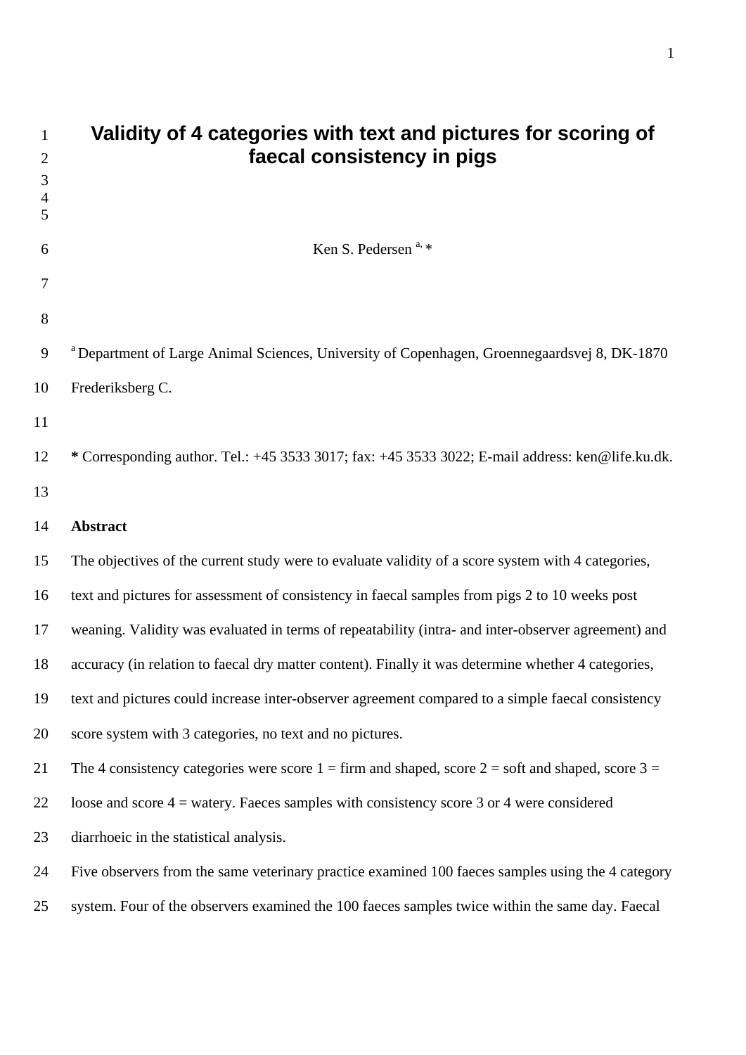# Validity of 4 categories with text and pictures for scoring of faecal consistency in pigs

Ken S. Pedersen [a, *]

[a] Department of Large Animal Sciences, University of Copenhagen, Groennegaardsvej 8, DK-1870 Frederiksberg C.

**\*** Corresponding author. Tel.: +45 3533 3017; fax: +45 3533 3022; E-mail address: ken@life.ku.dk.

**Abstract**

The objectives of the current study were to evaluate validity of a score system with 4 categories, text and pictures for assessment of consistency in faecal samples from pigs 2 to 10 weeks post weaning. Validity was evaluated in terms of repeatability (intra- and inter-observer agreement) and accuracy (in relation to faecal dry matter content). Finally it was determine whether 4 categories, text and pictures could increase inter-observer agreement compared to a simple faecal consistency score system with 3 categories, no text and no pictures.

The 4 consistency categories were score 1 = firm and shaped, score 2 = soft and shaped, score 3 = loose and score 4 = watery. Faeces samples with consistency score 3 or 4 were considered diarrhoeic in the statistical analysis.

Five observers from the same veterinary practice examined 100 faeces samples using the 4 category system. Four of the observers examined the 100 faeces samples twice within the same day. Faecal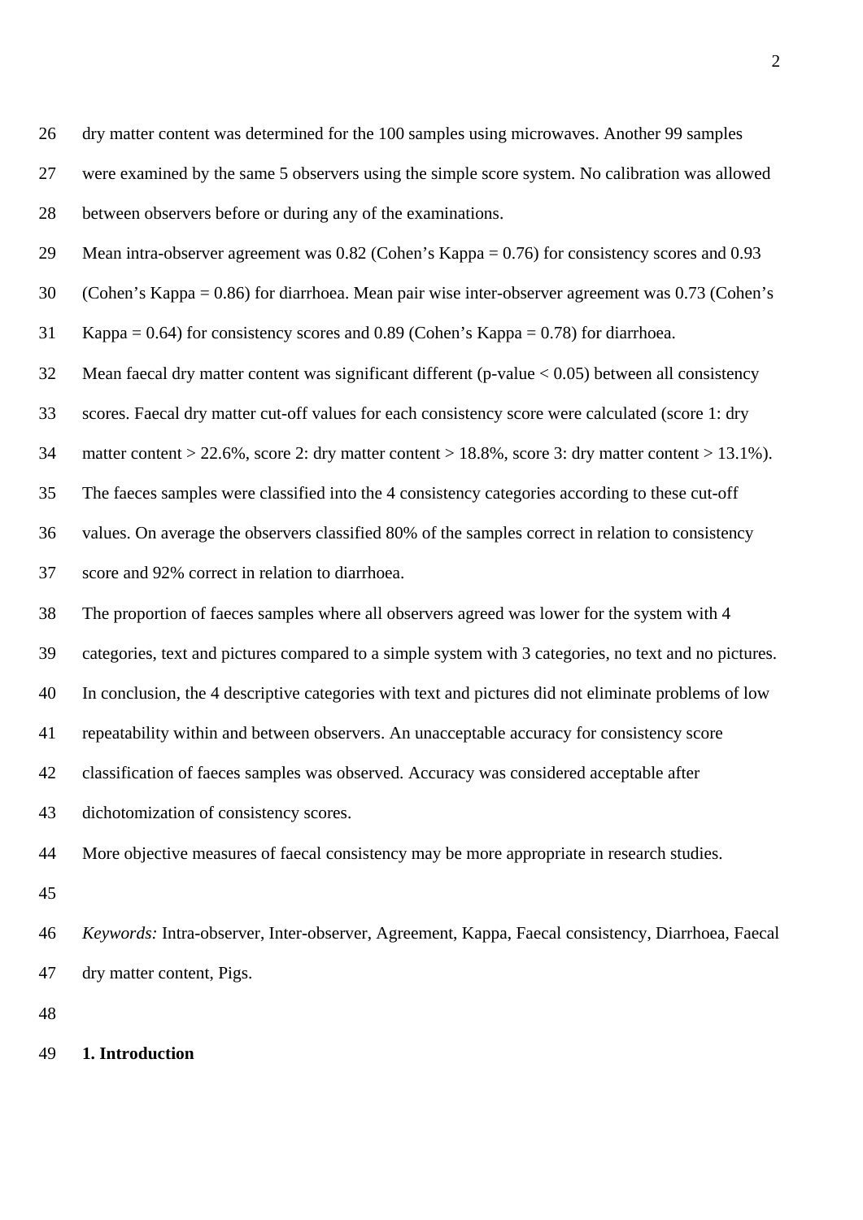dry matter content was determined for the 100 samples using microwaves. Another 99 samples were examined by the same 5 observers using the simple score system. No calibration was allowed between observers before or during any of the examinations.

Mean intra-observer agreement was 0.82 (Cohen's Kappa = 0.76) for consistency scores and 0.93 (Cohen's Kappa = 0.86) for diarrhoea. Mean pair wise inter-observer agreement was 0.73 (Cohen's Kappa = 0.64) for consistency scores and 0.89 (Cohen's Kappa = 0.78) for diarrhoea.

Mean faecal dry matter content was significant different (p-value < 0.05) between all consistency scores. Faecal dry matter cut-off values for each consistency score were calculated (score 1: dry matter content > 22.6%, score 2: dry matter content > 18.8%, score 3: dry matter content > 13.1%). The faeces samples were classified into the 4 consistency categories according to these cut-off values. On average the observers classified 80% of the samples correct in relation to consistency score and 92% correct in relation to diarrhoea.

The proportion of faeces samples where all observers agreed was lower for the system with 4 categories, text and pictures compared to a simple system with 3 categories, no text and no pictures. In conclusion, the 4 descriptive categories with text and pictures did not eliminate problems of low repeatability within and between observers. An unacceptable accuracy for consistency score classification of faeces samples was observed. Accuracy was considered acceptable after dichotomization of consistency scores.

More objective measures of faecal consistency may be more appropriate in research studies.

*Keywords:* Intra-observer, Inter-observer, Agreement, Kappa, Faecal consistency, Diarrhoea, Faecal dry matter content, Pigs.

## 1. Introduction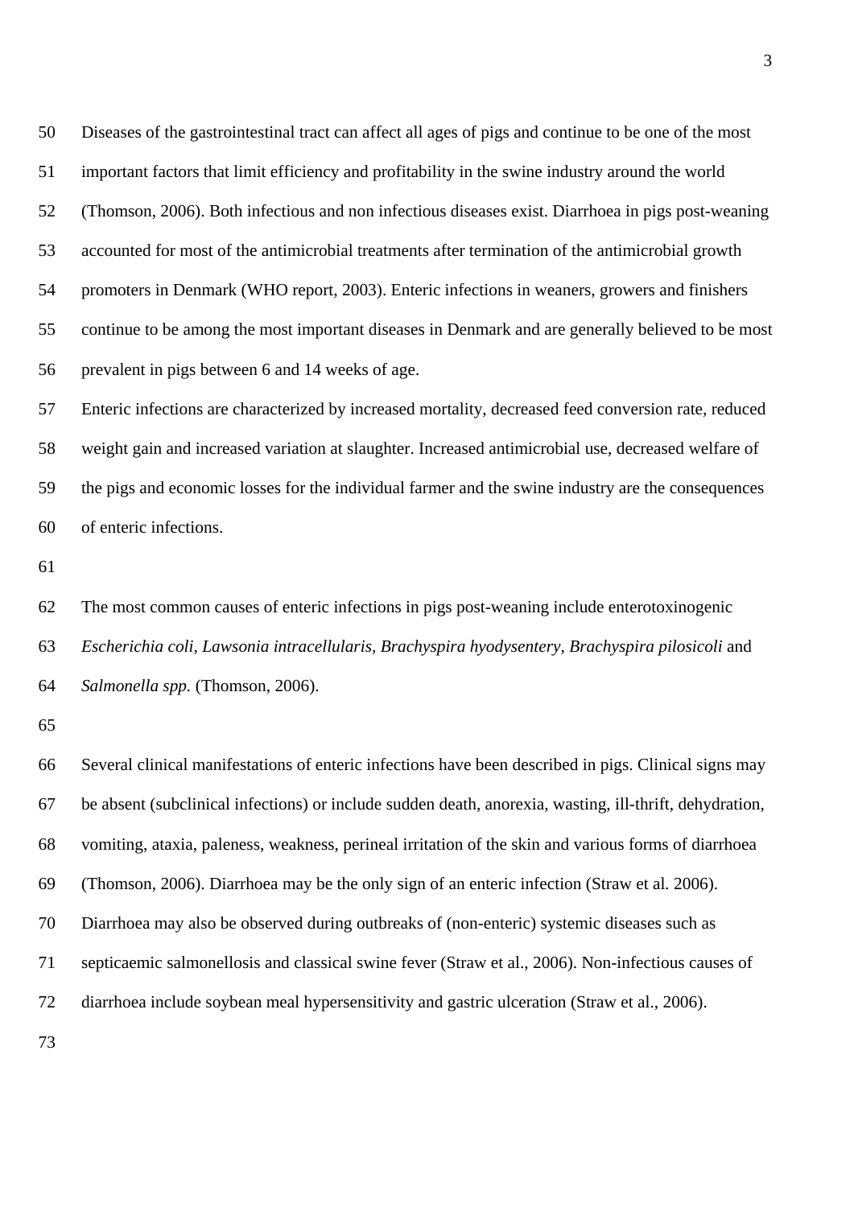Diseases of the gastrointestinal tract can affect all ages of pigs and continue to be one of the most important factors that limit efficiency and profitability in the swine industry around the world (Thomson, 2006). Both infectious and non infectious diseases exist. Diarrhoea in pigs post-weaning accounted for most of the antimicrobial treatments after termination of the antimicrobial growth promoters in Denmark (WHO report, 2003). Enteric infections in weaners, growers and finishers continue to be among the most important diseases in Denmark and are generally believed to be most prevalent in pigs between 6 and 14 weeks of age.

Enteric infections are characterized by increased mortality, decreased feed conversion rate, reduced weight gain and increased variation at slaughter. Increased antimicrobial use, decreased welfare of the pigs and economic losses for the individual farmer and the swine industry are the consequences of enteric infections.

The most common causes of enteric infections in pigs post-weaning include enterotoxinogenic *Escherichia coli*, *Lawsonia intracellularis*, *Brachyspira hyodysentery*, *Brachyspira pilosicoli* and *Salmonella spp.* (Thomson, 2006).

Several clinical manifestations of enteric infections have been described in pigs. Clinical signs may be absent (subclinical infections) or include sudden death, anorexia, wasting, ill-thrift, dehydration, vomiting, ataxia, paleness, weakness, perineal irritation of the skin and various forms of diarrhoea (Thomson, 2006). Diarrhoea may be the only sign of an enteric infection (Straw et al. 2006). Diarrhoea may also be observed during outbreaks of (non-enteric) systemic diseases such as septicaemic salmonellosis and classical swine fever (Straw et al., 2006). Non-infectious causes of diarrhoea include soybean meal hypersensitivity and gastric ulceration (Straw et al., 2006).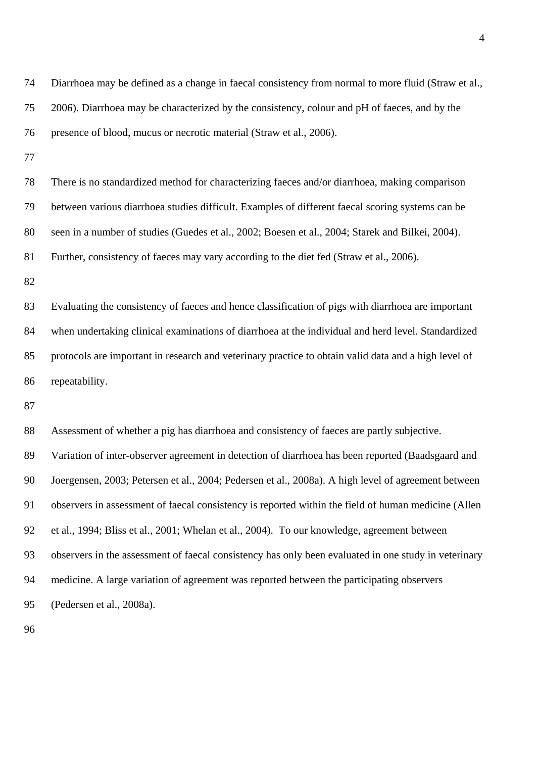Diarrhoea may be defined as a change in faecal consistency from normal to more fluid (Straw et al., 2006). Diarrhoea may be characterized by the consistency, colour and pH of faeces, and by the presence of blood, mucus or necrotic material (Straw et al., 2006).

There is no standardized method for characterizing faeces and/or diarrhoea, making comparison between various diarrhoea studies difficult. Examples of different faecal scoring systems can be seen in a number of studies (Guedes et al., 2002; Boesen et al., 2004; Starek and Bilkei, 2004). Further, consistency of faeces may vary according to the diet fed (Straw et al., 2006).

Evaluating the consistency of faeces and hence classification of pigs with diarrhoea are important when undertaking clinical examinations of diarrhoea at the individual and herd level. Standardized protocols are important in research and veterinary practice to obtain valid data and a high level of repeatability.

Assessment of whether a pig has diarrhoea and consistency of faeces are partly subjective. Variation of inter-observer agreement in detection of diarrhoea has been reported (Baadsgaard and Joergensen, 2003; Petersen et al., 2004; Pedersen et al., 2008a). A high level of agreement between observers in assessment of faecal consistency is reported within the field of human medicine (Allen et al., 1994; Bliss et al., 2001; Whelan et al., 2004). To our knowledge, agreement between observers in the assessment of faecal consistency has only been evaluated in one study in veterinary medicine. A large variation of agreement was reported between the participating observers (Pedersen et al., 2008a).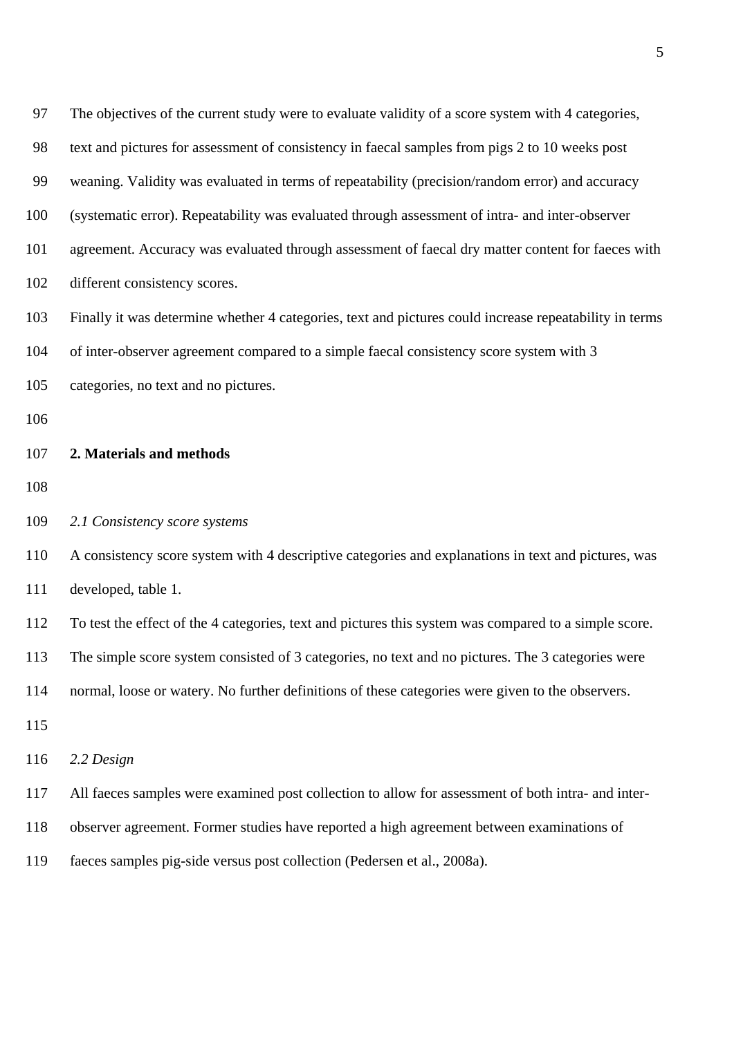The objectives of the current study were to evaluate validity of a score system with 4 categories, text and pictures for assessment of consistency in faecal samples from pigs 2 to 10 weeks post weaning. Validity was evaluated in terms of repeatability (precision/random error) and accuracy (systematic error). Repeatability was evaluated through assessment of intra- and inter-observer agreement. Accuracy was evaluated through assessment of faecal dry matter content for faeces with different consistency scores.

Finally it was determine whether 4 categories, text and pictures could increase repeatability in terms of inter-observer agreement compared to a simple faecal consistency score system with 3 categories, no text and no pictures.

## 2. Materials and methods

### *2.1 Consistency score systems*

A consistency score system with 4 descriptive categories and explanations in text and pictures, was developed, table 1.

To test the effect of the 4 categories, text and pictures this system was compared to a simple score. The simple score system consisted of 3 categories, no text and no pictures. The 3 categories were normal, loose or watery. No further definitions of these categories were given to the observers.

### *2.2 Design*

All faeces samples were examined post collection to allow for assessment of both intra- and inter-observer agreement. Former studies have reported a high agreement between examinations of faeces samples pig-side versus post collection (Pedersen et al., 2008a).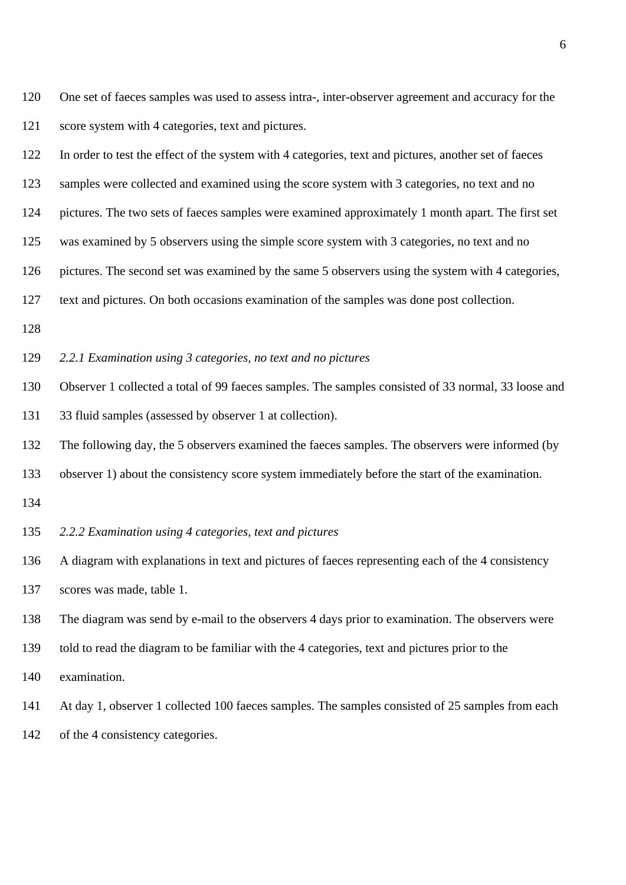One set of faeces samples was used to assess intra-, inter-observer agreement and accuracy for the score system with 4 categories, text and pictures.

In order to test the effect of the system with 4 categories, text and pictures, another set of faeces samples were collected and examined using the score system with 3 categories, no text and no pictures. The two sets of faeces samples were examined approximately 1 month apart. The first set was examined by 5 observers using the simple score system with 3 categories, no text and no pictures. The second set was examined by the same 5 observers using the system with 4 categories, text and pictures. On both occasions examination of the samples was done post collection.

### *2.2.1 Examination using 3 categories, no text and no pictures*

Observer 1 collected a total of 99 faeces samples. The samples consisted of 33 normal, 33 loose and 33 fluid samples (assessed by observer 1 at collection).

The following day, the 5 observers examined the faeces samples. The observers were informed (by observer 1) about the consistency score system immediately before the start of the examination.

### *2.2.2 Examination using 4 categories, text and pictures*

A diagram with explanations in text and pictures of faeces representing each of the 4 consistency scores was made, table 1.

The diagram was send by e-mail to the observers 4 days prior to examination. The observers were told to read the diagram to be familiar with the 4 categories, text and pictures prior to the examination.

At day 1, observer 1 collected 100 faeces samples. The samples consisted of 25 samples from each of the 4 consistency categories.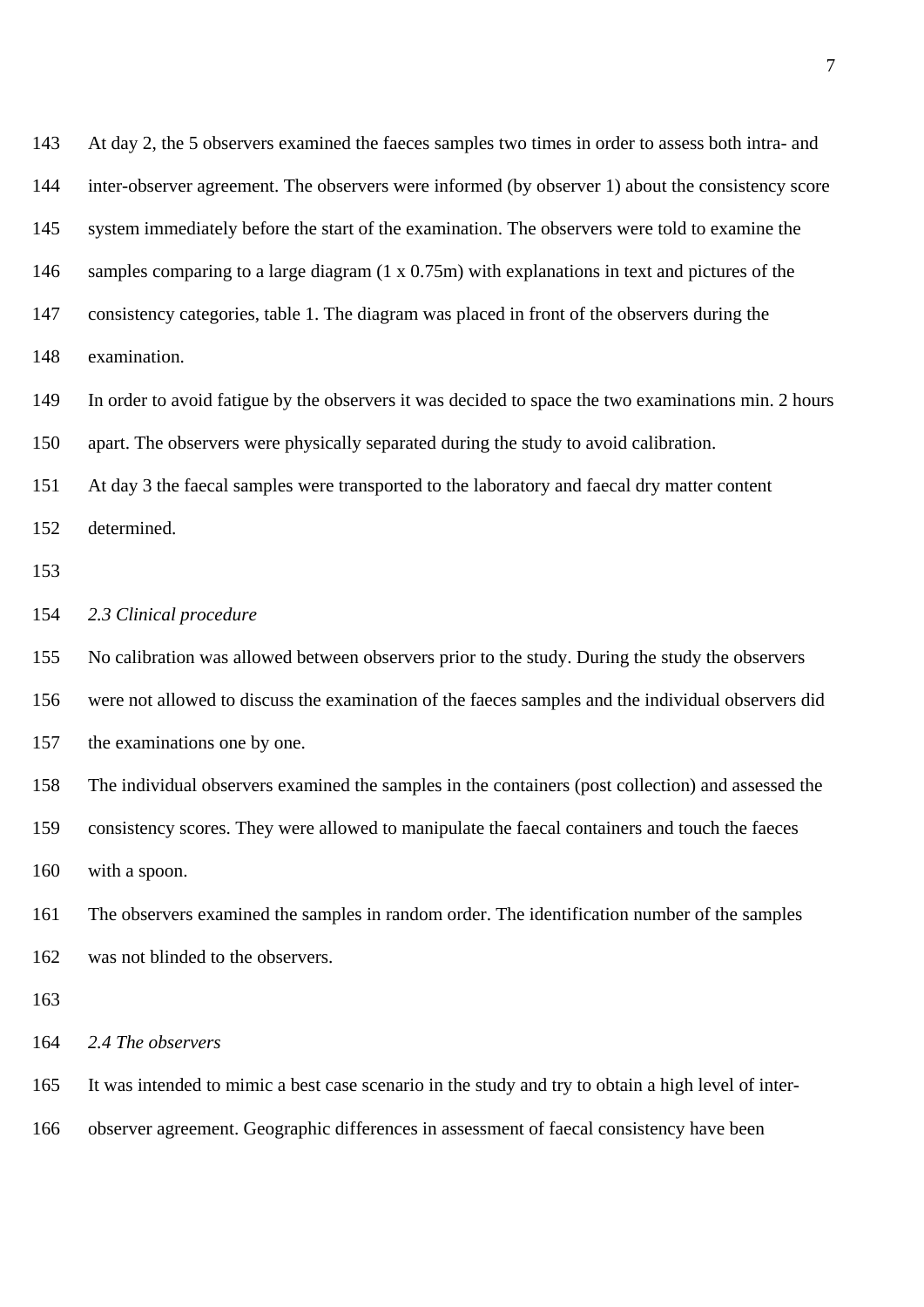At day 2, the 5 observers examined the faeces samples two times in order to assess both intra- and inter-observer agreement. The observers were informed (by observer 1) about the consistency score system immediately before the start of the examination. The observers were told to examine the samples comparing to a large diagram (1 x 0.75m) with explanations in text and pictures of the consistency categories, table 1. The diagram was placed in front of the observers during the examination.

In order to avoid fatigue by the observers it was decided to space the two examinations min. 2 hours apart. The observers were physically separated during the study to avoid calibration.

At day 3 the faecal samples were transported to the laboratory and faecal dry matter content determined.

### *2.3 Clinical procedure*

No calibration was allowed between observers prior to the study. During the study the observers were not allowed to discuss the examination of the faeces samples and the individual observers did the examinations one by one.

The individual observers examined the samples in the containers (post collection) and assessed the consistency scores. They were allowed to manipulate the faecal containers and touch the faeces with a spoon.

The observers examined the samples in random order. The identification number of the samples was not blinded to the observers.

### *2.4 The observers*

It was intended to mimic a best case scenario in the study and try to obtain a high level of inter-observer agreement. Geographic differences in assessment of faecal consistency have been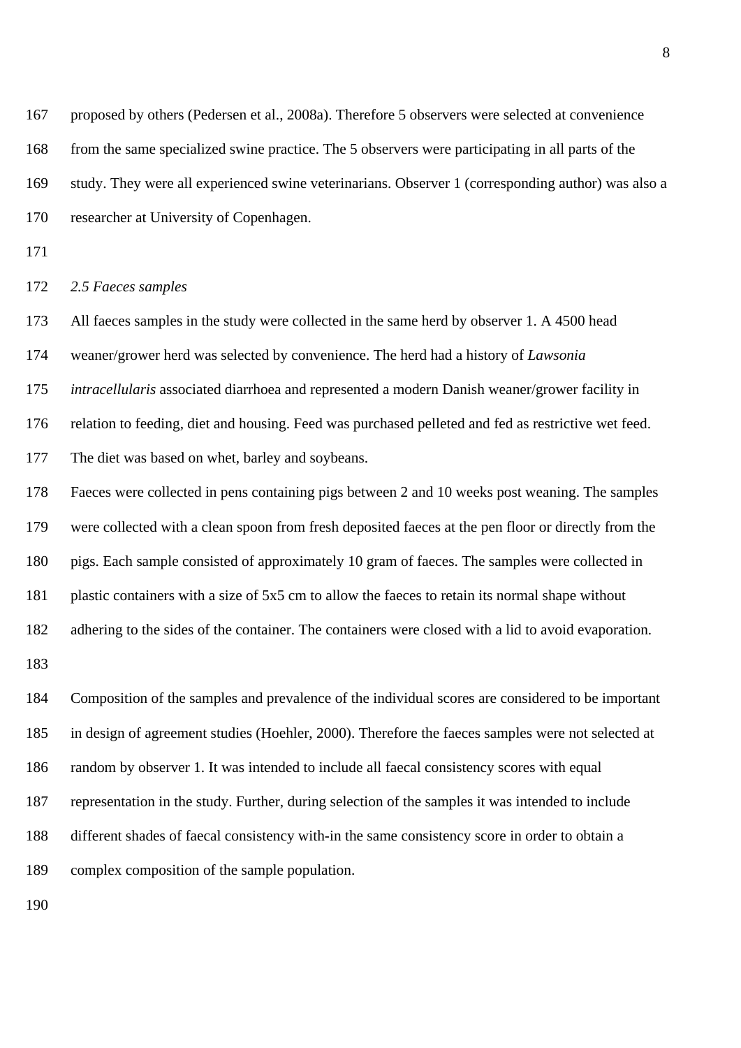proposed by others (Pedersen et al., 2008a). Therefore 5 observers were selected at convenience from the same specialized swine practice. The 5 observers were participating in all parts of the study. They were all experienced swine veterinarians. Observer 1 (corresponding author) was also a researcher at University of Copenhagen.

### *2.5 Faeces samples*

All faeces samples in the study were collected in the same herd by observer 1. A 4500 head weaner/grower herd was selected by convenience. The herd had a history of *Lawsonia intracellularis* associated diarrhoea and represented a modern Danish weaner/grower facility in relation to feeding, diet and housing. Feed was purchased pelleted and fed as restrictive wet feed. The diet was based on whet, barley and soybeans.

Faeces were collected in pens containing pigs between 2 and 10 weeks post weaning. The samples were collected with a clean spoon from fresh deposited faeces at the pen floor or directly from the pigs. Each sample consisted of approximately 10 gram of faeces. The samples were collected in plastic containers with a size of 5x5 cm to allow the faeces to retain its normal shape without adhering to the sides of the container. The containers were closed with a lid to avoid evaporation.

Composition of the samples and prevalence of the individual scores are considered to be important in design of agreement studies (Hoehler, 2000). Therefore the faeces samples were not selected at random by observer 1. It was intended to include all faecal consistency scores with equal representation in the study. Further, during selection of the samples it was intended to include different shades of faecal consistency with-in the same consistency score in order to obtain a complex composition of the sample population.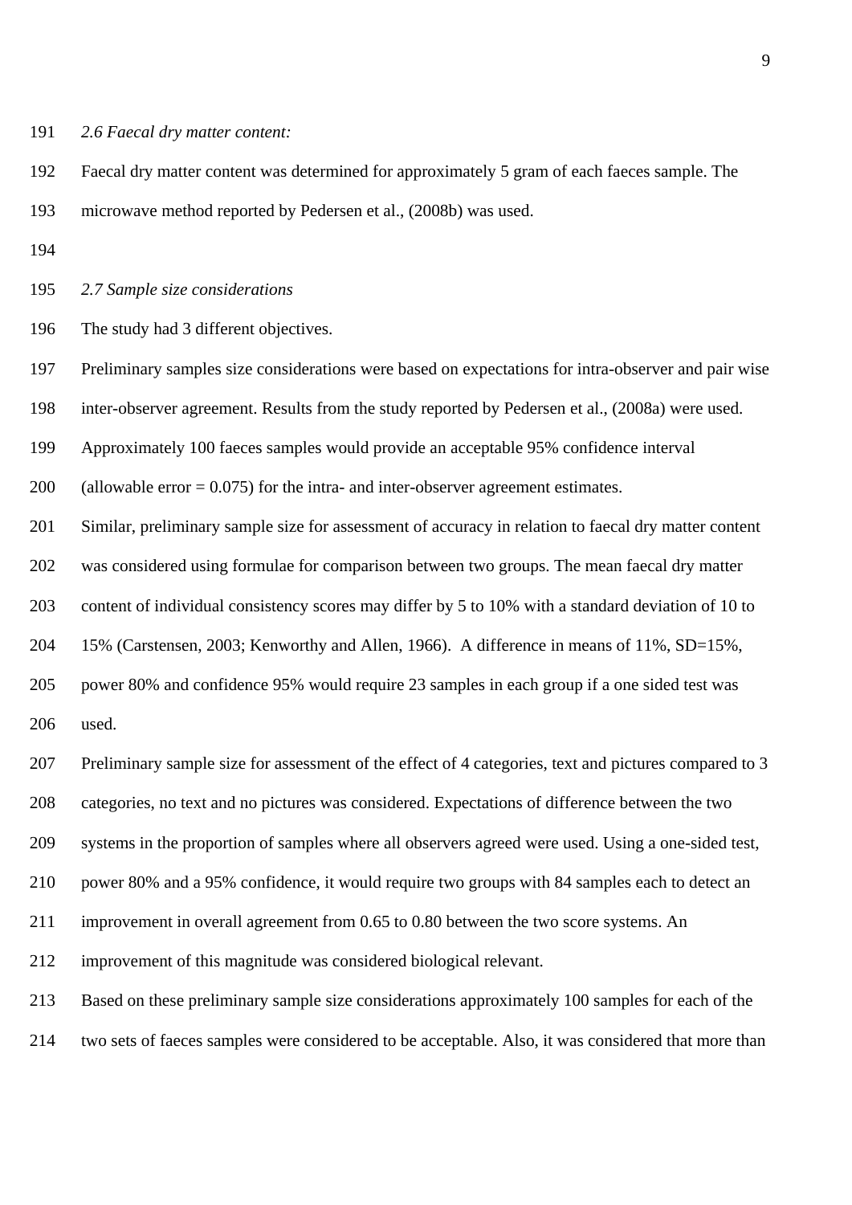*2.6 Faecal dry matter content:*

Faecal dry matter content was determined for approximately 5 gram of each faeces sample. The microwave method reported by Pedersen et al., (2008b) was used.

*2.7 Sample size considerations*

The study had 3 different objectives.

Preliminary samples size considerations were based on expectations for intra-observer and pair wise inter-observer agreement. Results from the study reported by Pedersen et al., (2008a) were used. Approximately 100 faeces samples would provide an acceptable 95% confidence interval (allowable error = 0.075) for the intra- and inter-observer agreement estimates.

Similar, preliminary sample size for assessment of accuracy in relation to faecal dry matter content was considered using formulae for comparison between two groups. The mean faecal dry matter content of individual consistency scores may differ by 5 to 10% with a standard deviation of 10 to 15% (Carstensen, 2003; Kenworthy and Allen, 1966). A difference in means of 11%, SD=15%, power 80% and confidence 95% would require 23 samples in each group if a one sided test was used.

Preliminary sample size for assessment of the effect of 4 categories, text and pictures compared to 3 categories, no text and no pictures was considered. Expectations of difference between the two systems in the proportion of samples where all observers agreed were used. Using a one-sided test, power 80% and a 95% confidence, it would require two groups with 84 samples each to detect an improvement in overall agreement from 0.65 to 0.80 between the two score systems. An improvement of this magnitude was considered biological relevant.

Based on these preliminary sample size considerations approximately 100 samples for each of the two sets of faeces samples were considered to be acceptable. Also, it was considered that more than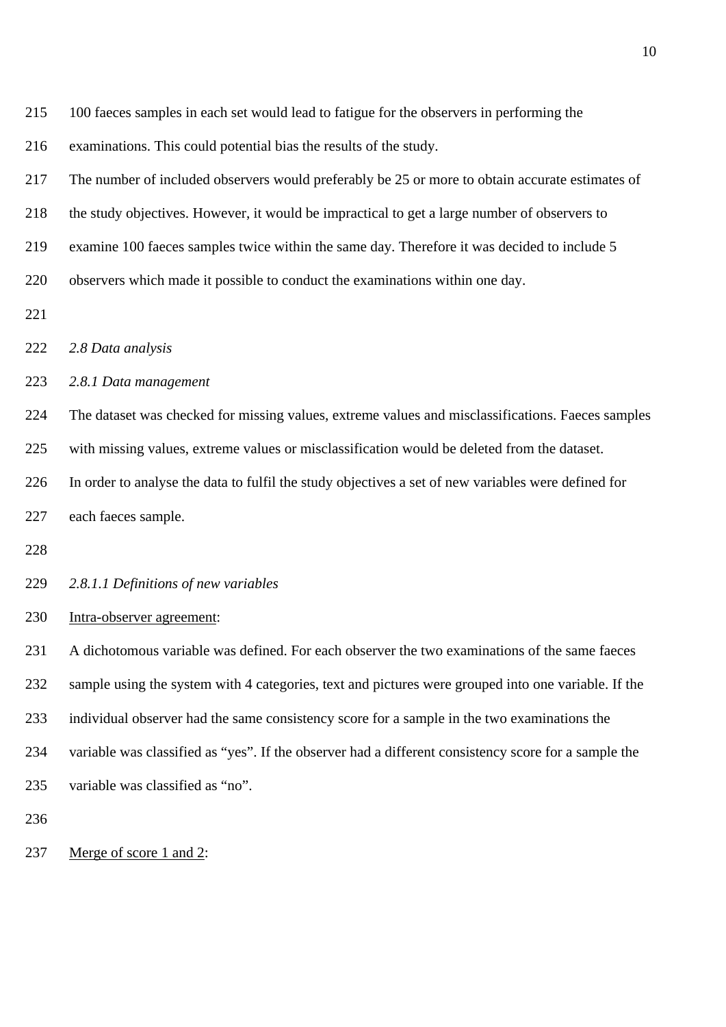100 faeces samples in each set would lead to fatigue for the observers in performing the examinations. This could potential bias the results of the study.

The number of included observers would preferably be 25 or more to obtain accurate estimates of the study objectives. However, it would be impractical to get a large number of observers to examine 100 faeces samples twice within the same day. Therefore it was decided to include 5 observers which made it possible to conduct the examinations within one day.

*2.8 Data analysis*

*2.8.1 Data management*

The dataset was checked for missing values, extreme values and misclassifications. Faeces samples with missing values, extreme values or misclassification would be deleted from the dataset.

In order to analyse the data to fulfil the study objectives a set of new variables were defined for each faeces sample.

*2.8.1.1 Definitions of new variables*

<u>Intra-observer agreement</u>:

A dichotomous variable was defined. For each observer the two examinations of the same faeces sample using the system with 4 categories, text and pictures were grouped into one variable. If the individual observer had the same consistency score for a sample in the two examinations the variable was classified as "yes". If the observer had a different consistency score for a sample the variable was classified as "no".

<u>Merge of score 1 and 2</u>: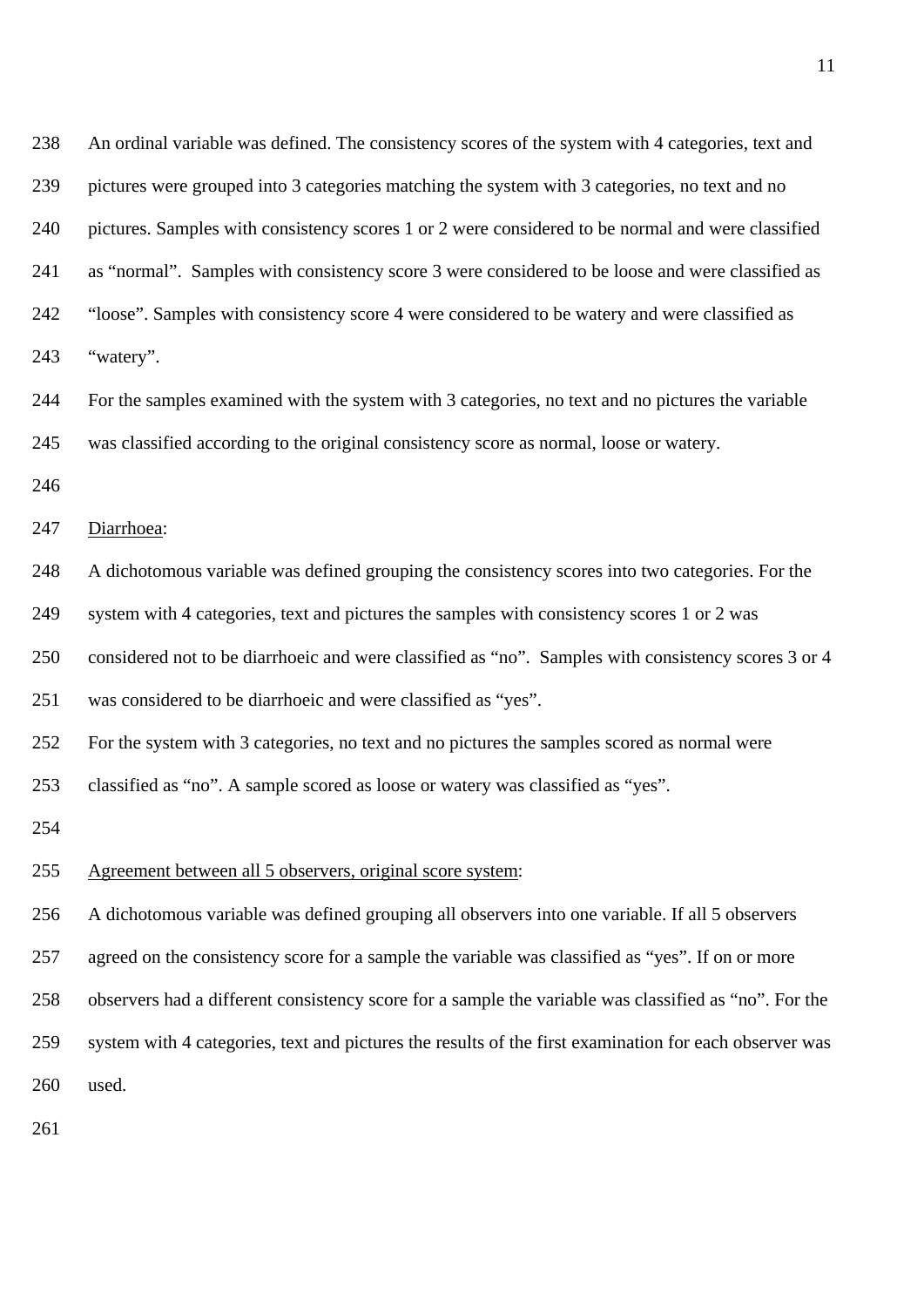An ordinal variable was defined. The consistency scores of the system with 4 categories, text and pictures were grouped into 3 categories matching the system with 3 categories, no text and no pictures. Samples with consistency scores 1 or 2 were considered to be normal and were classified as "normal". Samples with consistency score 3 were considered to be loose and were classified as "loose". Samples with consistency score 4 were considered to be watery and were classified as "watery".

For the samples examined with the system with 3 categories, no text and no pictures the variable was classified according to the original consistency score as normal, loose or watery.

Diarrhoea:

A dichotomous variable was defined grouping the consistency scores into two categories. For the system with 4 categories, text and pictures the samples with consistency scores 1 or 2 was considered not to be diarrhoeic and were classified as "no". Samples with consistency scores 3 or 4 was considered to be diarrhoeic and were classified as "yes".

For the system with 3 categories, no text and no pictures the samples scored as normal were classified as "no". A sample scored as loose or watery was classified as "yes".

Agreement between all 5 observers, original score system:

A dichotomous variable was defined grouping all observers into one variable. If all 5 observers agreed on the consistency score for a sample the variable was classified as "yes". If on or more observers had a different consistency score for a sample the variable was classified as "no". For the system with 4 categories, text and pictures the results of the first examination for each observer was used.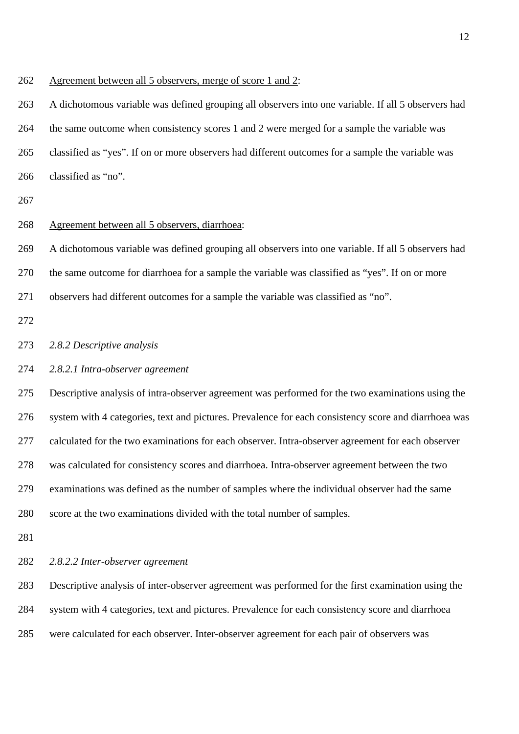Agreement between all 5 observers, merge of score 1 and 2:

A dichotomous variable was defined grouping all observers into one variable. If all 5 observers had the same outcome when consistency scores 1 and 2 were merged for a sample the variable was classified as "yes". If on or more observers had different outcomes for a sample the variable was classified as "no".

Agreement between all 5 observers, diarrhoea:

A dichotomous variable was defined grouping all observers into one variable. If all 5 observers had the same outcome for diarrhoea for a sample the variable was classified as "yes". If on or more observers had different outcomes for a sample the variable was classified as "no".

*2.8.2 Descriptive analysis*

*2.8.2.1 Intra-observer agreement*

Descriptive analysis of intra-observer agreement was performed for the two examinations using the system with 4 categories, text and pictures. Prevalence for each consistency score and diarrhoea was calculated for the two examinations for each observer. Intra-observer agreement for each observer was calculated for consistency scores and diarrhoea. Intra-observer agreement between the two examinations was defined as the number of samples where the individual observer had the same score at the two examinations divided with the total number of samples.

*2.8.2.2 Inter-observer agreement*

Descriptive analysis of inter-observer agreement was performed for the first examination using the system with 4 categories, text and pictures. Prevalence for each consistency score and diarrhoea were calculated for each observer. Inter-observer agreement for each pair of observers was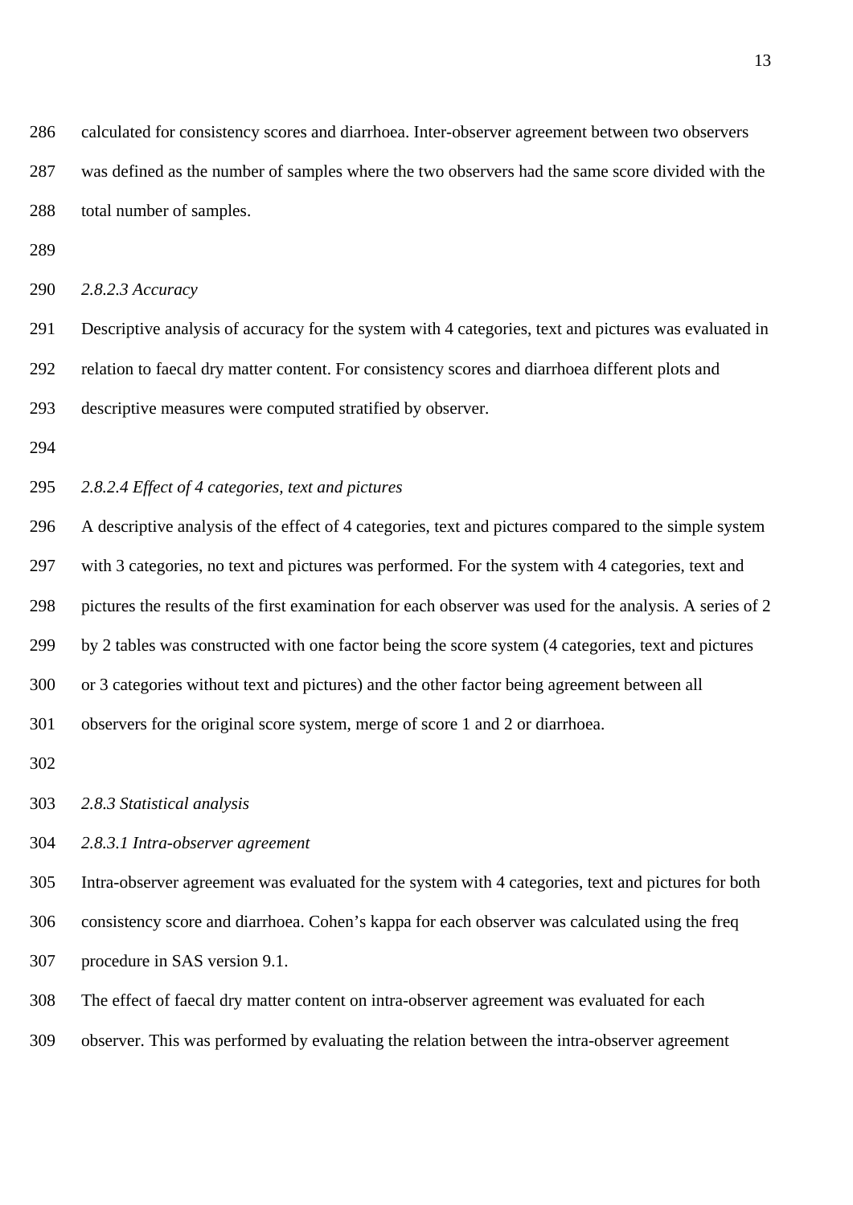calculated for consistency scores and diarrhoea. Inter-observer agreement between two observers was defined as the number of samples where the two observers had the same score divided with the total number of samples.

*2.8.2.3 Accuracy*

Descriptive analysis of accuracy for the system with 4 categories, text and pictures was evaluated in relation to faecal dry matter content. For consistency scores and diarrhoea different plots and descriptive measures were computed stratified by observer.

*2.8.2.4 Effect of 4 categories, text and pictures*

A descriptive analysis of the effect of 4 categories, text and pictures compared to the simple system with 3 categories, no text and pictures was performed. For the system with 4 categories, text and pictures the results of the first examination for each observer was used for the analysis. A series of 2 by 2 tables was constructed with one factor being the score system (4 categories, text and pictures or 3 categories without text and pictures) and the other factor being agreement between all observers for the original score system, merge of score 1 and 2 or diarrhoea.

*2.8.3 Statistical analysis*

*2.8.3.1 Intra-observer agreement*

Intra-observer agreement was evaluated for the system with 4 categories, text and pictures for both consistency score and diarrhoea. Cohen's kappa for each observer was calculated using the freq procedure in SAS version 9.1.

The effect of faecal dry matter content on intra-observer agreement was evaluated for each observer. This was performed by evaluating the relation between the intra-observer agreement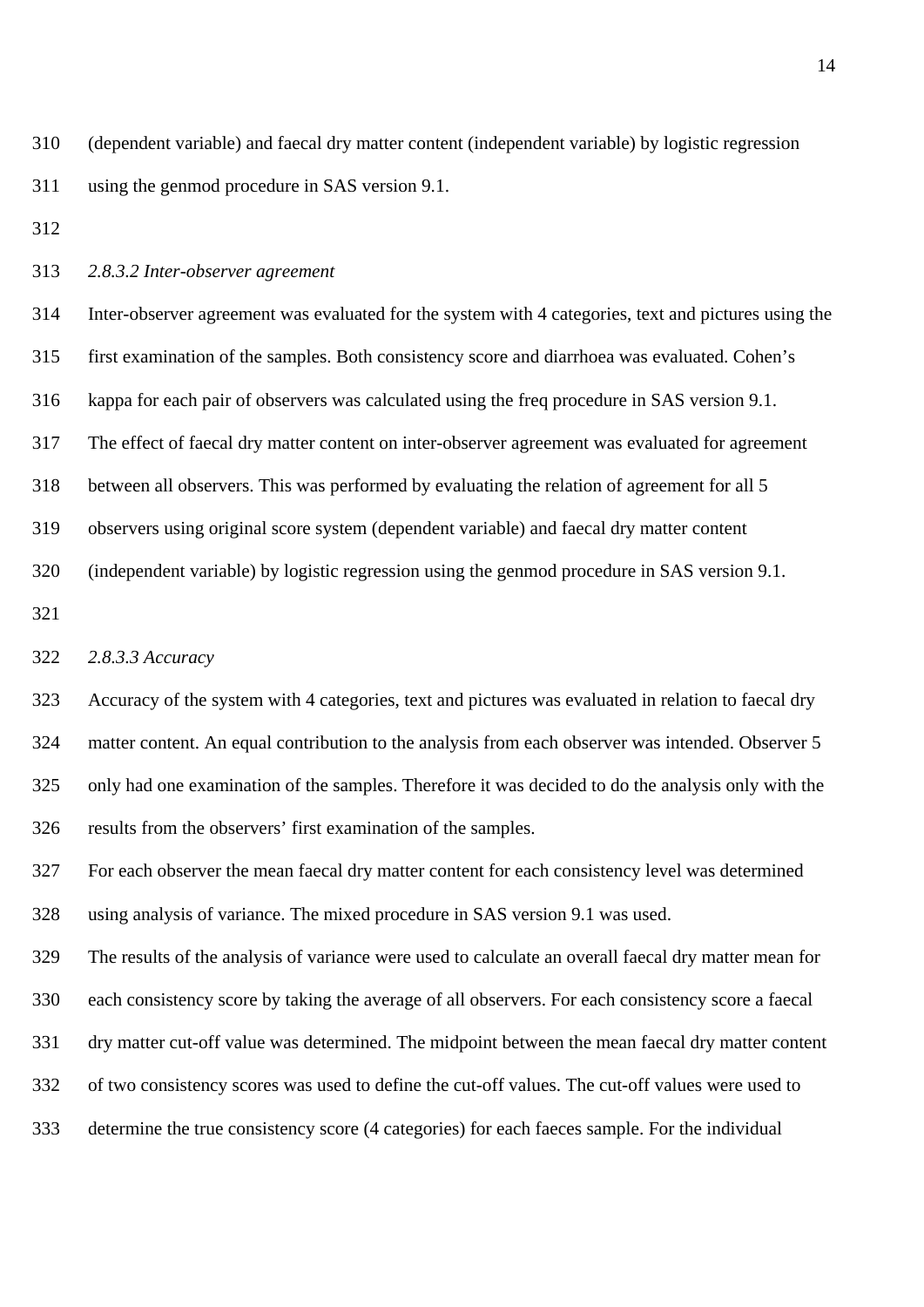(dependent variable) and faecal dry matter content (independent variable) by logistic regression using the genmod procedure in SAS version 9.1.

*2.8.3.2 Inter-observer agreement*

Inter-observer agreement was evaluated for the system with 4 categories, text and pictures using the first examination of the samples. Both consistency score and diarrhoea was evaluated. Cohen's kappa for each pair of observers was calculated using the freq procedure in SAS version 9.1. The effect of faecal dry matter content on inter-observer agreement was evaluated for agreement between all observers. This was performed by evaluating the relation of agreement for all 5 observers using original score system (dependent variable) and faecal dry matter content (independent variable) by logistic regression using the genmod procedure in SAS version 9.1.

*2.8.3.3 Accuracy*

Accuracy of the system with 4 categories, text and pictures was evaluated in relation to faecal dry matter content. An equal contribution to the analysis from each observer was intended. Observer 5 only had one examination of the samples. Therefore it was decided to do the analysis only with the results from the observers' first examination of the samples.

For each observer the mean faecal dry matter content for each consistency level was determined using analysis of variance. The mixed procedure in SAS version 9.1 was used.

The results of the analysis of variance were used to calculate an overall faecal dry matter mean for each consistency score by taking the average of all observers. For each consistency score a faecal dry matter cut-off value was determined. The midpoint between the mean faecal dry matter content of two consistency scores was used to define the cut-off values. The cut-off values were used to determine the true consistency score (4 categories) for each faeces sample. For the individual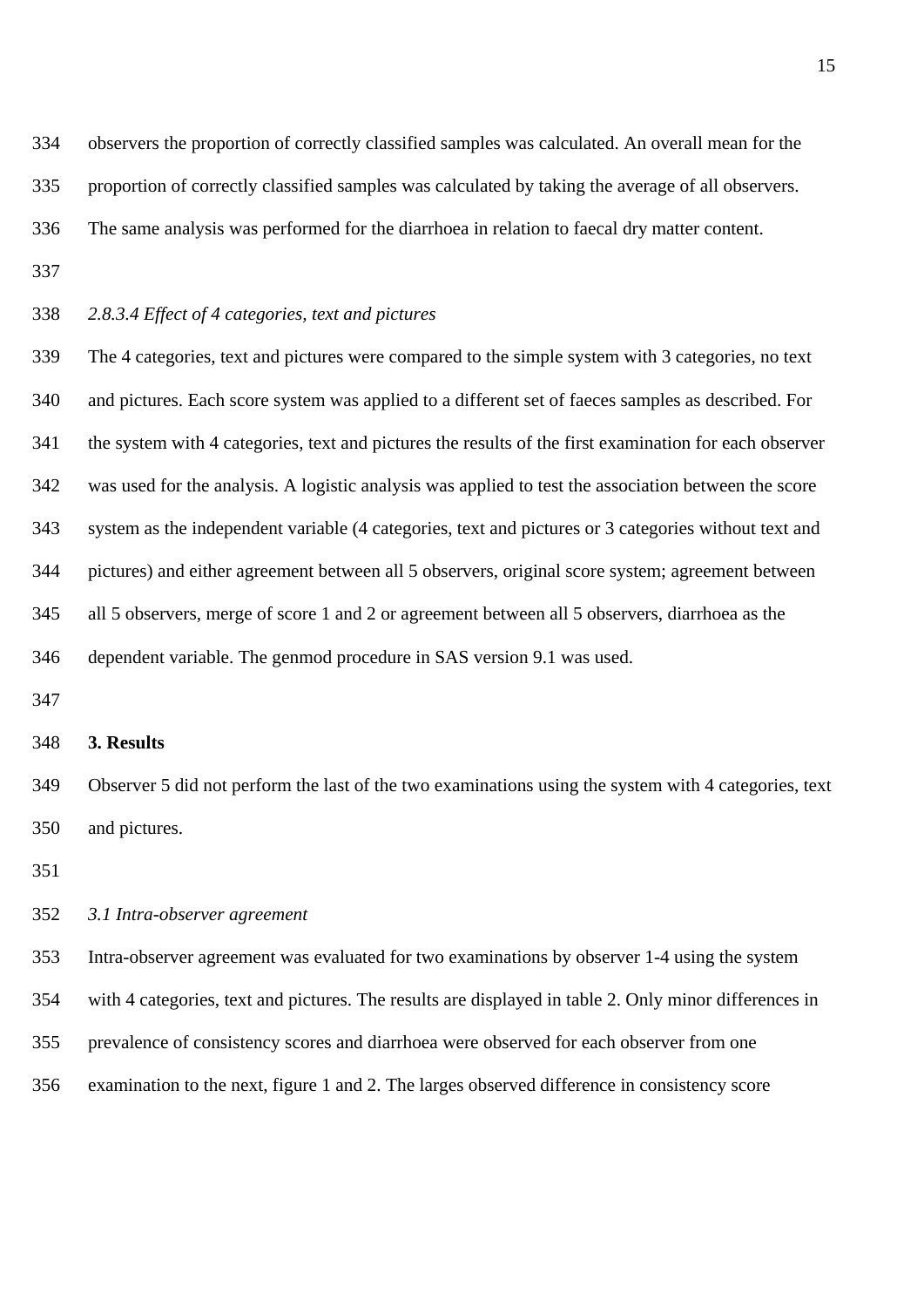observers the proportion of correctly classified samples was calculated. An overall mean for the proportion of correctly classified samples was calculated by taking the average of all observers. The same analysis was performed for the diarrhoea in relation to faecal dry matter content.

*2.8.3.4 Effect of 4 categories, text and pictures*

The 4 categories, text and pictures were compared to the simple system with 3 categories, no text and pictures. Each score system was applied to a different set of faeces samples as described. For the system with 4 categories, text and pictures the results of the first examination for each observer was used for the analysis. A logistic analysis was applied to test the association between the score system as the independent variable (4 categories, text and pictures or 3 categories without text and pictures) and either agreement between all 5 observers, original score system; agreement between all 5 observers, merge of score 1 and 2 or agreement between all 5 observers, diarrhoea as the dependent variable. The genmod procedure in SAS version 9.1 was used.

## 3. Results

Observer 5 did not perform the last of the two examinations using the system with 4 categories, text and pictures.

*3.1 Intra-observer agreement*

Intra-observer agreement was evaluated for two examinations by observer 1-4 using the system with 4 categories, text and pictures. The results are displayed in table 2. Only minor differences in prevalence of consistency scores and diarrhoea were observed for each observer from one examination to the next, figure 1 and 2. The larges observed difference in consistency score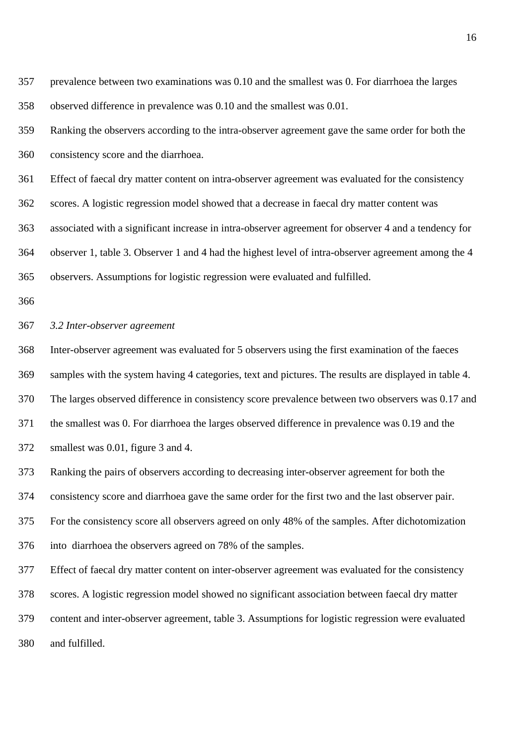prevalence between two examinations was 0.10 and the smallest was 0. For diarrhoea the larges observed difference in prevalence was 0.10 and the smallest was 0.01.

Ranking the observers according to the intra-observer agreement gave the same order for both the consistency score and the diarrhoea.

Effect of faecal dry matter content on intra-observer agreement was evaluated for the consistency scores. A logistic regression model showed that a decrease in faecal dry matter content was associated with a significant increase in intra-observer agreement for observer 4 and a tendency for observer 1, table 3. Observer 1 and 4 had the highest level of intra-observer agreement among the 4 observers. Assumptions for logistic regression were evaluated and fulfilled.

### *3.2 Inter-observer agreement*

Inter-observer agreement was evaluated for 5 observers using the first examination of the faeces samples with the system having 4 categories, text and pictures. The results are displayed in table 4. The larges observed difference in consistency score prevalence between two observers was 0.17 and the smallest was 0. For diarrhoea the larges observed difference in prevalence was 0.19 and the smallest was 0.01, figure 3 and 4.

Ranking the pairs of observers according to decreasing inter-observer agreement for both the consistency score and diarrhoea gave the same order for the first two and the last observer pair.

For the consistency score all observers agreed on only 48% of the samples. After dichotomization into diarrhoea the observers agreed on 78% of the samples.

Effect of faecal dry matter content on inter-observer agreement was evaluated for the consistency scores. A logistic regression model showed no significant association between faecal dry matter content and inter-observer agreement, table 3. Assumptions for logistic regression were evaluated and fulfilled.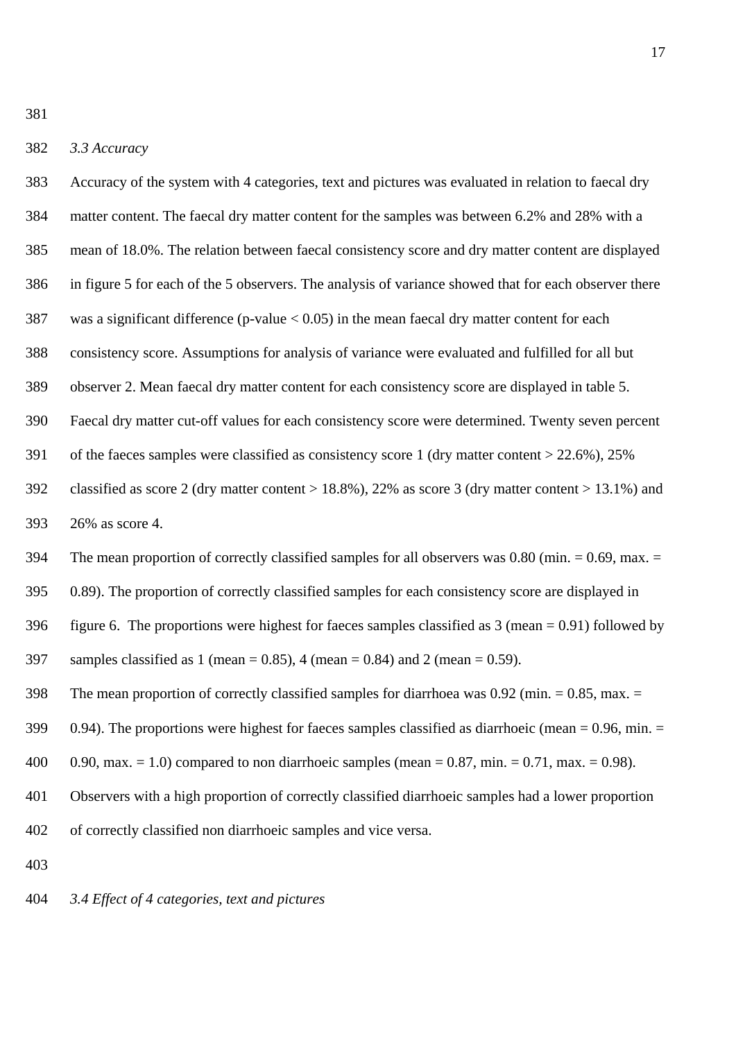### *3.3 Accuracy*

Accuracy of the system with 4 categories, text and pictures was evaluated in relation to faecal dry matter content. The faecal dry matter content for the samples was between 6.2% and 28% with a mean of 18.0%. The relation between faecal consistency score and dry matter content are displayed in figure 5 for each of the 5 observers. The analysis of variance showed that for each observer there was a significant difference ($p$-value $< 0.05$) in the mean faecal dry matter content for each consistency score. Assumptions for analysis of variance were evaluated and fulfilled for all but observer 2. Mean faecal dry matter content for each consistency score are displayed in table 5. Faecal dry matter cut-off values for each consistency score were determined. Twenty seven percent of the faeces samples were classified as consistency score 1 (dry matter content > 22.6%), 25% classified as score 2 (dry matter content > 18.8%), 22% as score 3 (dry matter content > 13.1%) and 26% as score 4.

The mean proportion of correctly classified samples for all observers was 0.80 (min. = 0.69, max. = 0.89). The proportion of correctly classified samples for each consistency score are displayed in figure 6. The proportions were highest for faeces samples classified as 3 (mean = 0.91) followed by samples classified as 1 (mean = 0.85), 4 (mean = 0.84) and 2 (mean = 0.59).

The mean proportion of correctly classified samples for diarrhoea was 0.92 (min. = 0.85, max. = 0.94). The proportions were highest for faeces samples classified as diarrhoeic (mean = 0.96, min. = 0.90, max. = 1.0) compared to non diarrhoeic samples (mean = 0.87, min. = 0.71, max. = 0.98). Observers with a high proportion of correctly classified diarrhoeic samples had a lower proportion of correctly classified non diarrhoeic samples and vice versa.

### *3.4 Effect of 4 categories, text and pictures*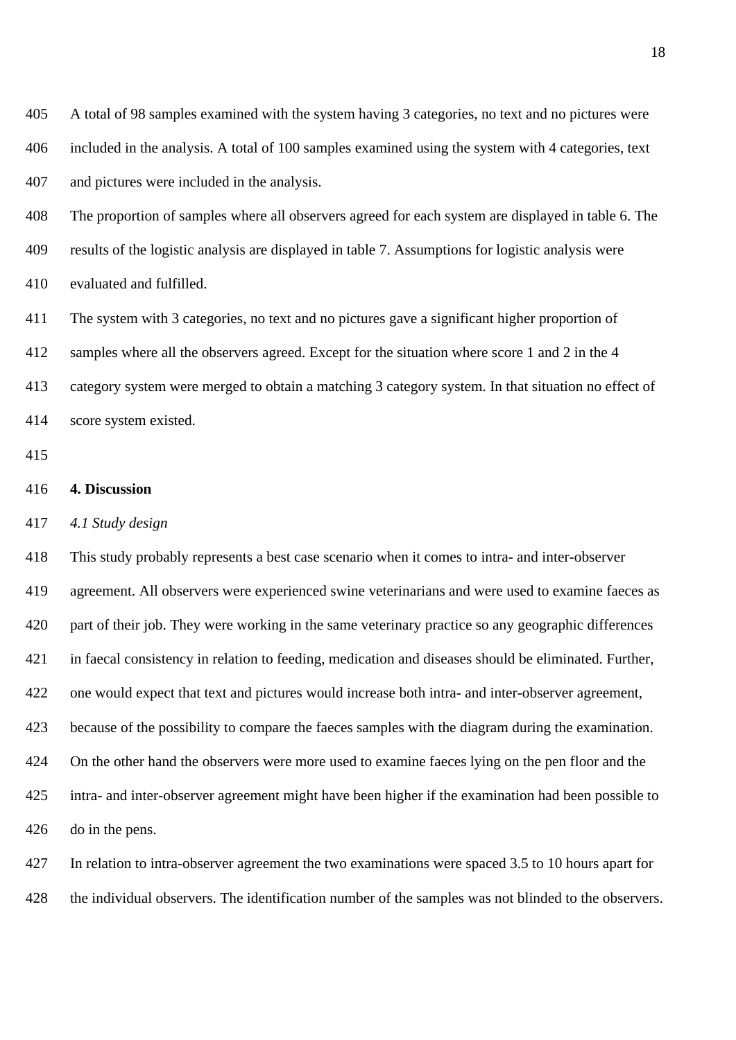A total of 98 samples examined with the system having 3 categories, no text and no pictures were included in the analysis. A total of 100 samples examined using the system with 4 categories, text and pictures were included in the analysis.

The proportion of samples where all observers agreed for each system are displayed in table 6. The results of the logistic analysis are displayed in table 7. Assumptions for logistic analysis were evaluated and fulfilled.

The system with 3 categories, no text and no pictures gave a significant higher proportion of samples where all the observers agreed. Except for the situation where score 1 and 2 in the 4 category system were merged to obtain a matching 3 category system. In that situation no effect of score system existed.

## 4. Discussion

### *4.1 Study design*

This study probably represents a best case scenario when it comes to intra- and inter-observer agreement. All observers were experienced swine veterinarians and were used to examine faeces as part of their job. They were working in the same veterinary practice so any geographic differences in faecal consistency in relation to feeding, medication and diseases should be eliminated. Further, one would expect that text and pictures would increase both intra- and inter-observer agreement, because of the possibility to compare the faeces samples with the diagram during the examination. On the other hand the observers were more used to examine faeces lying on the pen floor and the intra- and inter-observer agreement might have been higher if the examination had been possible to do in the pens.

In relation to intra-observer agreement the two examinations were spaced 3.5 to 10 hours apart for the individual observers. The identification number of the samples was not blinded to the observers.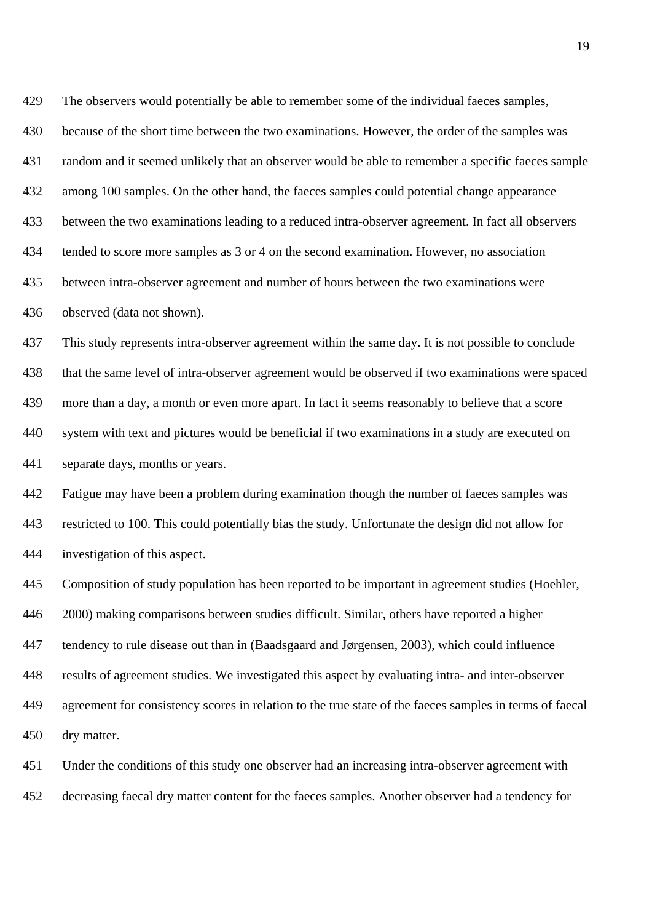The observers would potentially be able to remember some of the individual faeces samples, because of the short time between the two examinations. However, the order of the samples was random and it seemed unlikely that an observer would be able to remember a specific faeces sample among 100 samples. On the other hand, the faeces samples could potential change appearance between the two examinations leading to a reduced intra-observer agreement. In fact all observers tended to score more samples as 3 or 4 on the second examination. However, no association between intra-observer agreement and number of hours between the two examinations were observed (data not shown).

This study represents intra-observer agreement within the same day. It is not possible to conclude that the same level of intra-observer agreement would be observed if two examinations were spaced more than a day, a month or even more apart. In fact it seems reasonably to believe that a score system with text and pictures would be beneficial if two examinations in a study are executed on separate days, months or years.

Fatigue may have been a problem during examination though the number of faeces samples was restricted to 100. This could potentially bias the study. Unfortunate the design did not allow for investigation of this aspect.

Composition of study population has been reported to be important in agreement studies (Hoehler, 2000) making comparisons between studies difficult. Similar, others have reported a higher tendency to rule disease out than in (Baadsgaard and Jørgensen, 2003), which could influence results of agreement studies. We investigated this aspect by evaluating intra- and inter-observer agreement for consistency scores in relation to the true state of the faeces samples in terms of faecal dry matter.

Under the conditions of this study one observer had an increasing intra-observer agreement with decreasing faecal dry matter content for the faeces samples. Another observer had a tendency for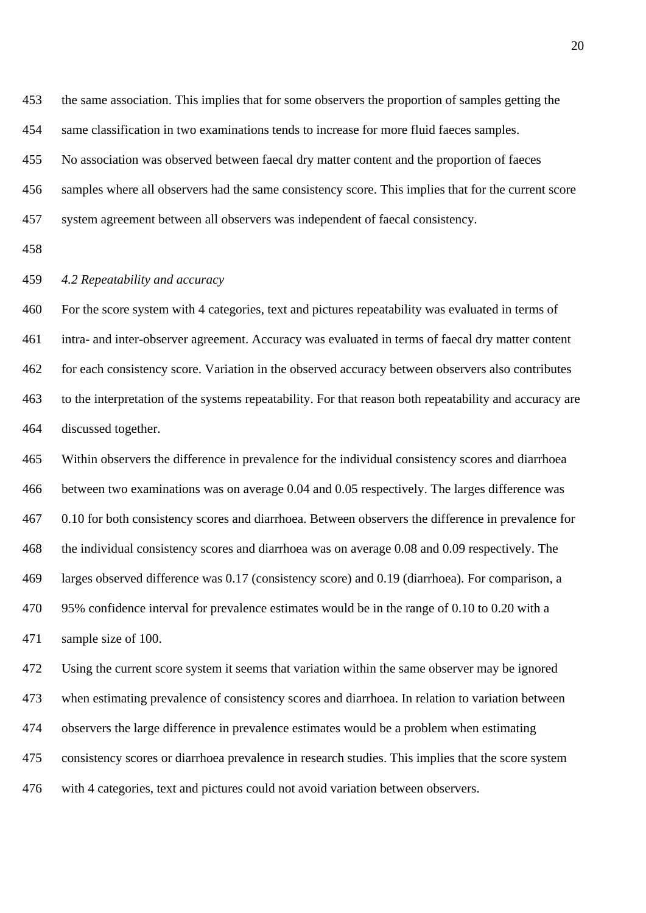the same association. This implies that for some observers the proportion of samples getting the same classification in two examinations tends to increase for more fluid faeces samples.

No association was observed between faecal dry matter content and the proportion of faeces samples where all observers had the same consistency score. This implies that for the current score system agreement between all observers was independent of faecal consistency.

### *4.2 Repeatability and accuracy*

For the score system with 4 categories, text and pictures repeatability was evaluated in terms of intra- and inter-observer agreement. Accuracy was evaluated in terms of faecal dry matter content for each consistency score. Variation in the observed accuracy between observers also contributes to the interpretation of the systems repeatability. For that reason both repeatability and accuracy are discussed together.

Within observers the difference in prevalence for the individual consistency scores and diarrhoea between two examinations was on average 0.04 and 0.05 respectively. The larges difference was 0.10 for both consistency scores and diarrhoea. Between observers the difference in prevalence for the individual consistency scores and diarrhoea was on average 0.08 and 0.09 respectively. The larges observed difference was 0.17 (consistency score) and 0.19 (diarrhoea). For comparison, a 95% confidence interval for prevalence estimates would be in the range of 0.10 to 0.20 with a sample size of 100.

Using the current score system it seems that variation within the same observer may be ignored when estimating prevalence of consistency scores and diarrhoea. In relation to variation between observers the large difference in prevalence estimates would be a problem when estimating consistency scores or diarrhoea prevalence in research studies. This implies that the score system with 4 categories, text and pictures could not avoid variation between observers.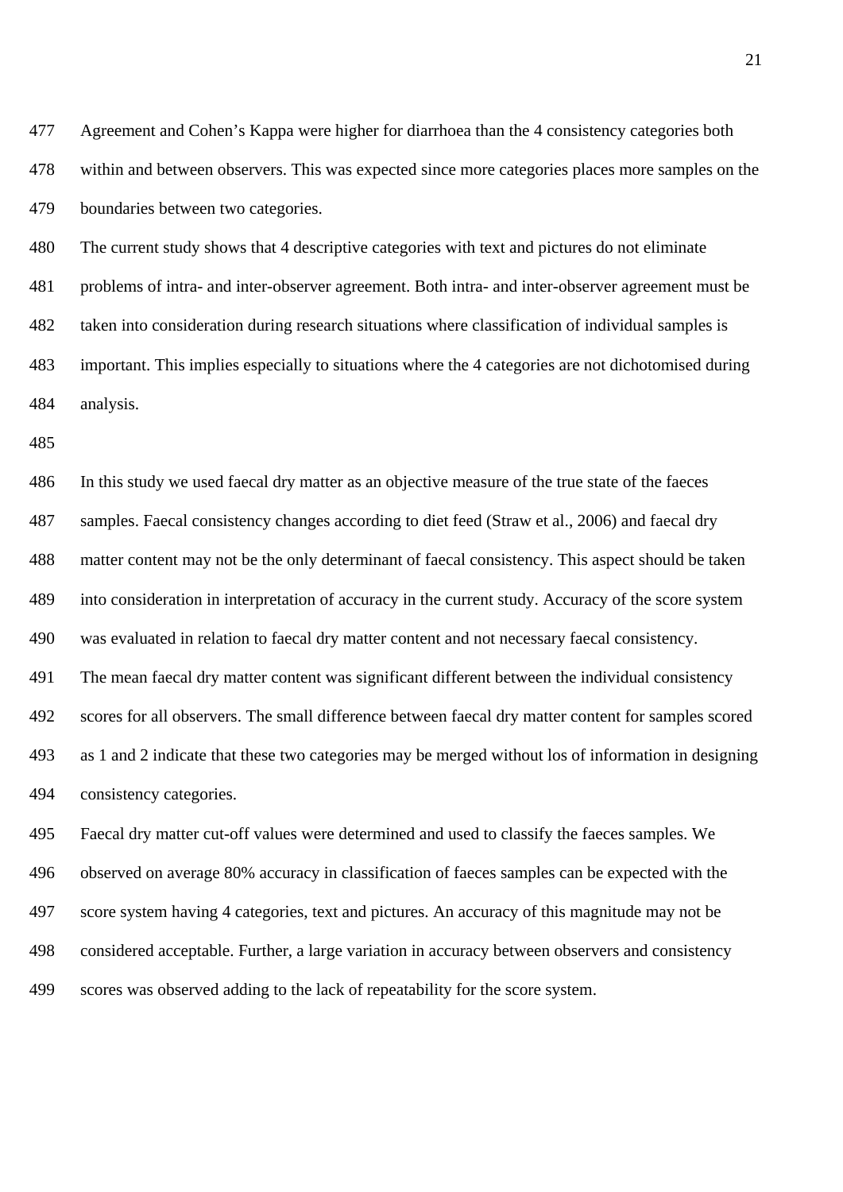Agreement and Cohen's Kappa were higher for diarrhoea than the 4 consistency categories both within and between observers. This was expected since more categories places more samples on the boundaries between two categories.

The current study shows that 4 descriptive categories with text and pictures do not eliminate problems of intra- and inter-observer agreement. Both intra- and inter-observer agreement must be taken into consideration during research situations where classification of individual samples is important. This implies especially to situations where the 4 categories are not dichotomised during analysis.

In this study we used faecal dry matter as an objective measure of the true state of the faeces samples. Faecal consistency changes according to diet feed (Straw et al., 2006) and faecal dry matter content may not be the only determinant of faecal consistency. This aspect should be taken into consideration in interpretation of accuracy in the current study. Accuracy of the score system was evaluated in relation to faecal dry matter content and not necessary faecal consistency.

The mean faecal dry matter content was significant different between the individual consistency scores for all observers. The small difference between faecal dry matter content for samples scored as 1 and 2 indicate that these two categories may be merged without los of information in designing consistency categories.

Faecal dry matter cut-off values were determined and used to classify the faeces samples. We observed on average 80% accuracy in classification of faeces samples can be expected with the score system having 4 categories, text and pictures. An accuracy of this magnitude may not be considered acceptable. Further, a large variation in accuracy between observers and consistency scores was observed adding to the lack of repeatability for the score system.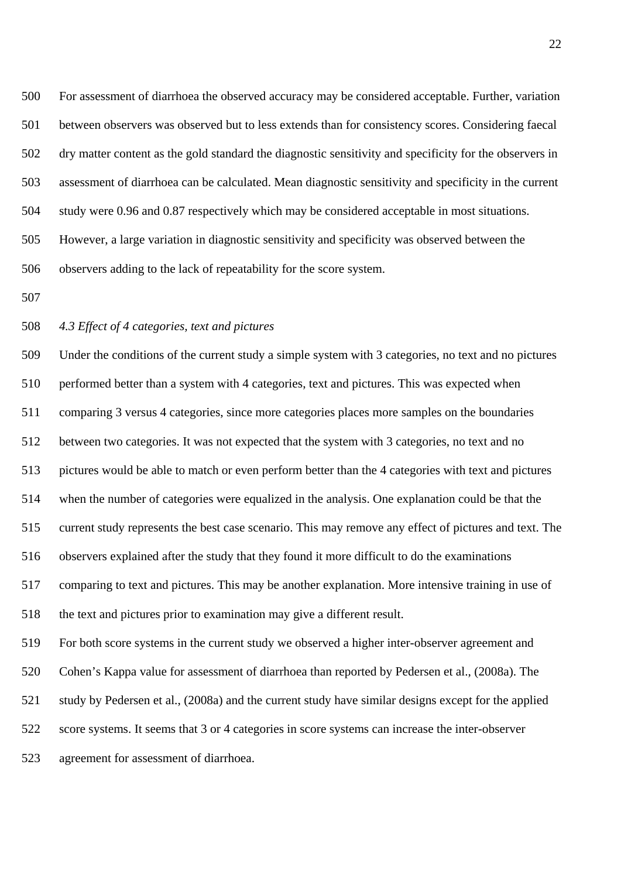For assessment of diarrhoea the observed accuracy may be considered acceptable. Further, variation between observers was observed but to less extends than for consistency scores. Considering faecal dry matter content as the gold standard the diagnostic sensitivity and specificity for the observers in assessment of diarrhoea can be calculated. Mean diagnostic sensitivity and specificity in the current study were 0.96 and 0.87 respectively which may be considered acceptable in most situations. However, a large variation in diagnostic sensitivity and specificity was observed between the observers adding to the lack of repeatability for the score system.

### *4.3 Effect of 4 categories, text and pictures*

Under the conditions of the current study a simple system with 3 categories, no text and no pictures performed better than a system with 4 categories, text and pictures. This was expected when comparing 3 versus 4 categories, since more categories places more samples on the boundaries between two categories. It was not expected that the system with 3 categories, no text and no pictures would be able to match or even perform better than the 4 categories with text and pictures when the number of categories were equalized in the analysis. One explanation could be that the current study represents the best case scenario. This may remove any effect of pictures and text. The observers explained after the study that they found it more difficult to do the examinations comparing to text and pictures. This may be another explanation. More intensive training in use of the text and pictures prior to examination may give a different result.

For both score systems in the current study we observed a higher inter-observer agreement and Cohen's Kappa value for assessment of diarrhoea than reported by Pedersen et al., (2008a). The study by Pedersen et al., (2008a) and the current study have similar designs except for the applied score systems. It seems that 3 or 4 categories in score systems can increase the inter-observer agreement for assessment of diarrhoea.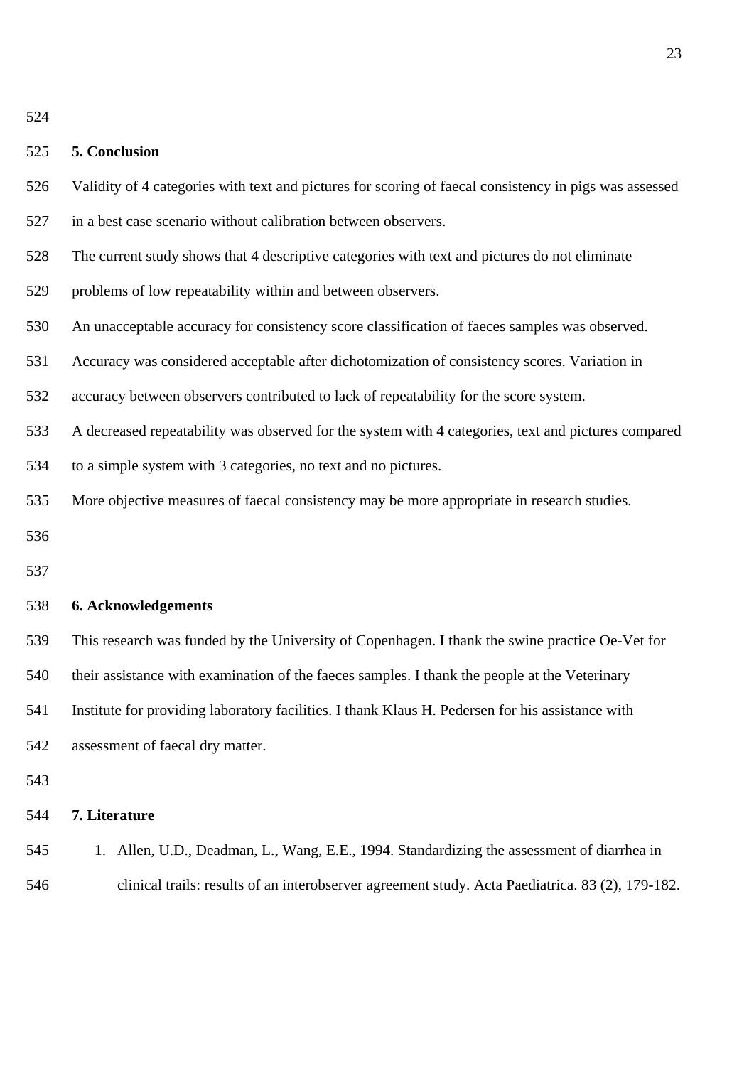## 5. Conclusion

Validity of 4 categories with text and pictures for scoring of faecal consistency in pigs was assessed in a best case scenario without calibration between observers.

The current study shows that 4 descriptive categories with text and pictures do not eliminate problems of low repeatability within and between observers.

An unacceptable accuracy for consistency score classification of faeces samples was observed.

Accuracy was considered acceptable after dichotomization of consistency scores. Variation in accuracy between observers contributed to lack of repeatability for the score system.

A decreased repeatability was observed for the system with 4 categories, text and pictures compared to a simple system with 3 categories, no text and no pictures.

More objective measures of faecal consistency may be more appropriate in research studies.

## 6. Acknowledgements

This research was funded by the University of Copenhagen. I thank the swine practice Oe-Vet for their assistance with examination of the faeces samples. I thank the people at the Veterinary Institute for providing laboratory facilities. I thank Klaus H. Pedersen for his assistance with assessment of faecal dry matter.

## 7. Literature

1. Allen, U.D., Deadman, L., Wang, E.E., 1994. Standardizing the assessment of diarrhea in clinical trails: results of an interobserver agreement study. Acta Paediatrica. 83 (2), 179-182.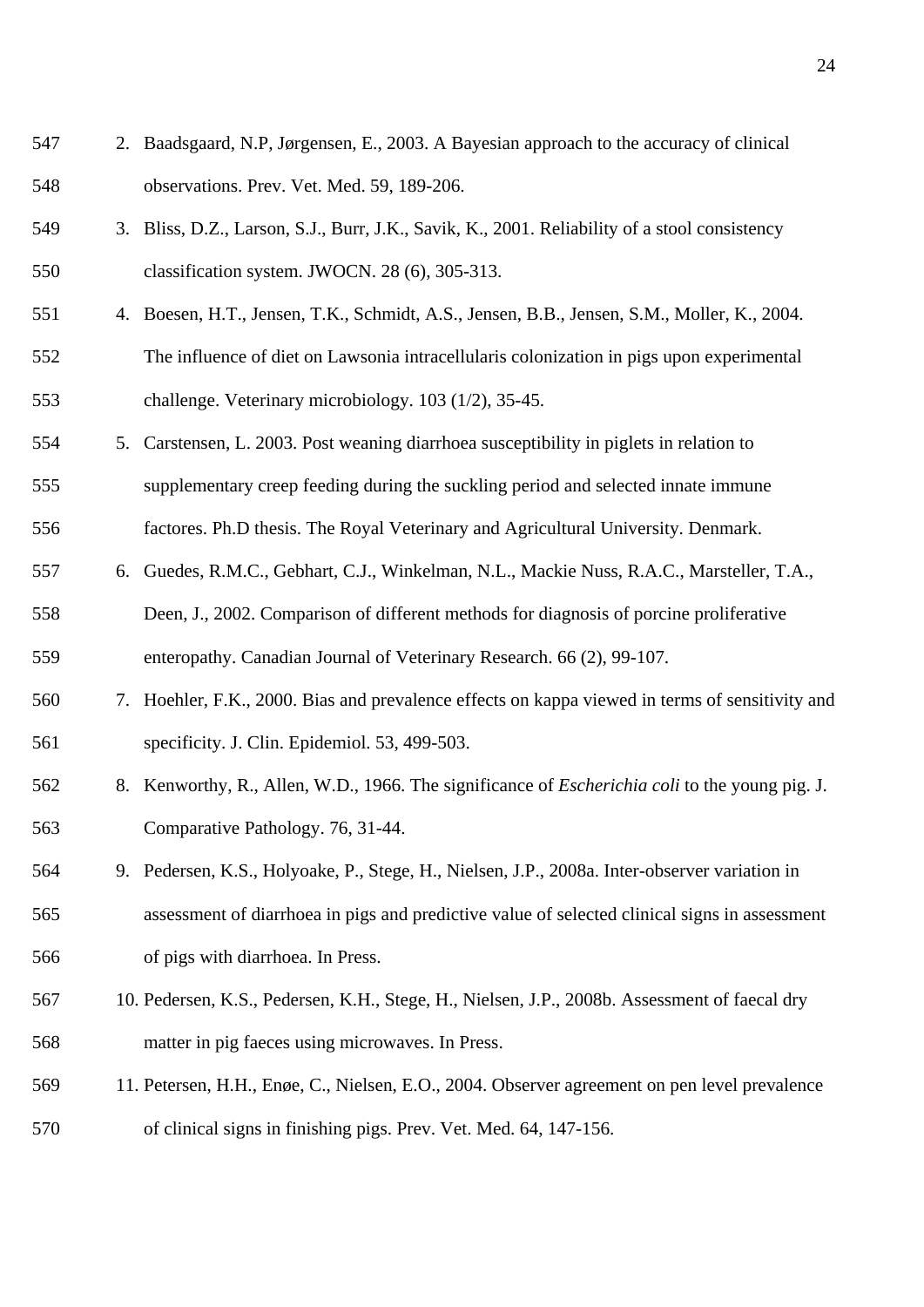2. Baadsgaard, N.P, Jørgensen, E., 2003. A Bayesian approach to the accuracy of clinical observations. Prev. Vet. Med. 59, 189-206.
3. Bliss, D.Z., Larson, S.J., Burr, J.K., Savik, K., 2001. Reliability of a stool consistency classification system. JWOCN. 28 (6), 305-313.
4. Boesen, H.T., Jensen, T.K., Schmidt, A.S., Jensen, B.B., Jensen, S.M., Moller, K., 2004. The influence of diet on Lawsonia intracellularis colonization in pigs upon experimental challenge. Veterinary microbiology. 103 (1/2), 35-45.
5. Carstensen, L. 2003. Post weaning diarrhoea susceptibility in piglets in relation to supplementary creep feeding during the suckling period and selected innate immune factores. Ph.D thesis. The Royal Veterinary and Agricultural University. Denmark.
6. Guedes, R.M.C., Gebhart, C.J., Winkelman, N.L., Mackie Nuss, R.A.C., Marsteller, T.A., Deen, J., 2002. Comparison of different methods for diagnosis of porcine proliferative enteropathy. Canadian Journal of Veterinary Research. 66 (2), 99-107.
7. Hoehler, F.K., 2000. Bias and prevalence effects on kappa viewed in terms of sensitivity and specificity. J. Clin. Epidemiol. 53, 499-503.
8. Kenworthy, R., Allen, W.D., 1966. The significance of *Escherichia coli* to the young pig. J. Comparative Pathology. 76, 31-44.
9. Pedersen, K.S., Holyoake, P., Stege, H., Nielsen, J.P., 2008a. Inter-observer variation in assessment of diarrhoea in pigs and predictive value of selected clinical signs in assessment of pigs with diarrhoea. In Press.
10. Pedersen, K.S., Pedersen, K.H., Stege, H., Nielsen, J.P., 2008b. Assessment of faecal dry matter in pig faeces using microwaves. In Press.
11. Petersen, H.H., Enøe, C., Nielsen, E.O., 2004. Observer agreement on pen level prevalence of clinical signs in finishing pigs. Prev. Vet. Med. 64, 147-156.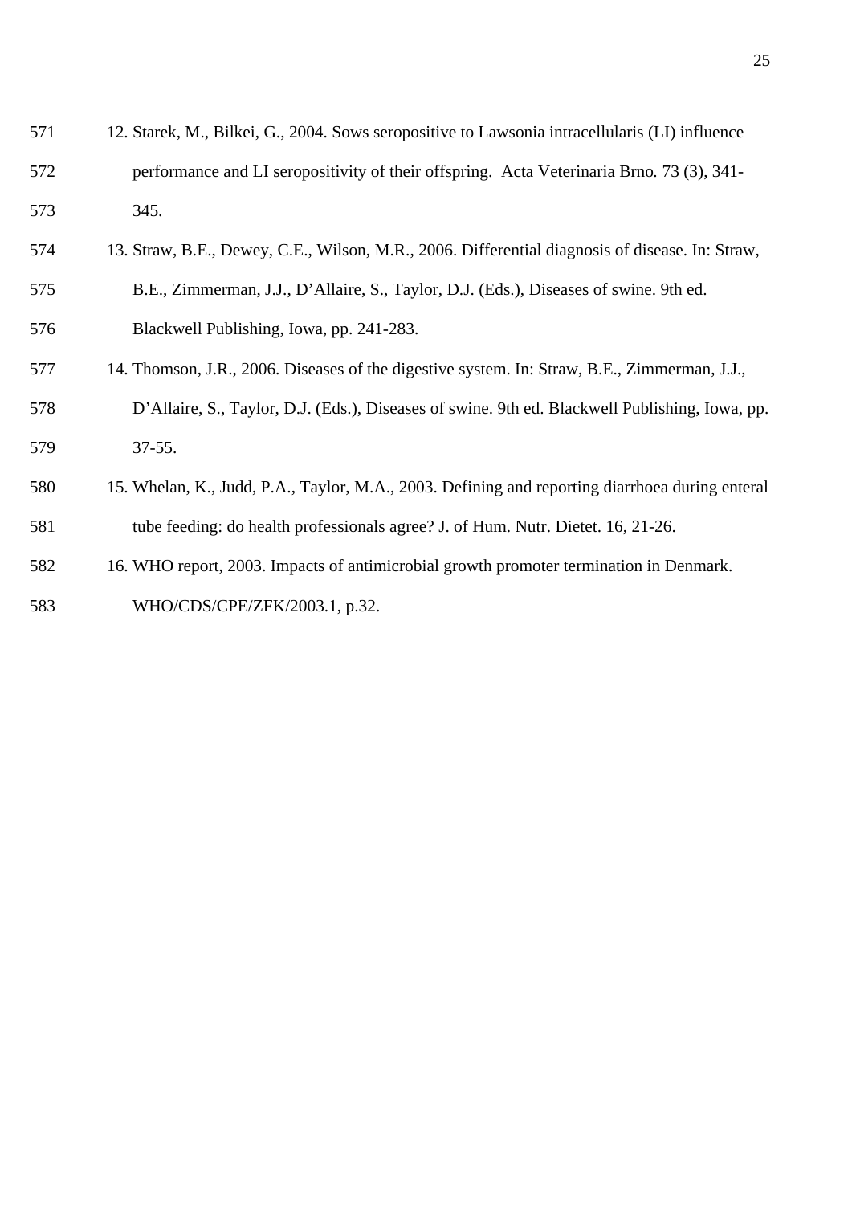12. Starek, M., Bilkei, G., 2004. Sows seropositive to Lawsonia intracellularis (LI) influence performance and LI seropositivity of their offspring. Acta Veterinaria Brno*.* 73 (3), 341-345.
13. Straw, B.E., Dewey, C.E., Wilson, M.R., 2006. Differential diagnosis of disease. In: Straw, B.E., Zimmerman, J.J., D'Allaire, S., Taylor, D.J. (Eds.), Diseases of swine. 9th ed. Blackwell Publishing, Iowa, pp. 241-283.
14. Thomson, J.R., 2006. Diseases of the digestive system. In: Straw, B.E., Zimmerman, J.J., D'Allaire, S., Taylor, D.J. (Eds.), Diseases of swine. 9th ed. Blackwell Publishing, Iowa, pp. 37-55.
15. Whelan, K., Judd, P.A., Taylor, M.A., 2003. Defining and reporting diarrhoea during enteral tube feeding: do health professionals agree? J. of Hum. Nutr. Dietet. 16, 21-26.
16. WHO report, 2003. Impacts of antimicrobial growth promoter termination in Denmark. WHO/CDS/CPE/ZFK/2003.1, p.32.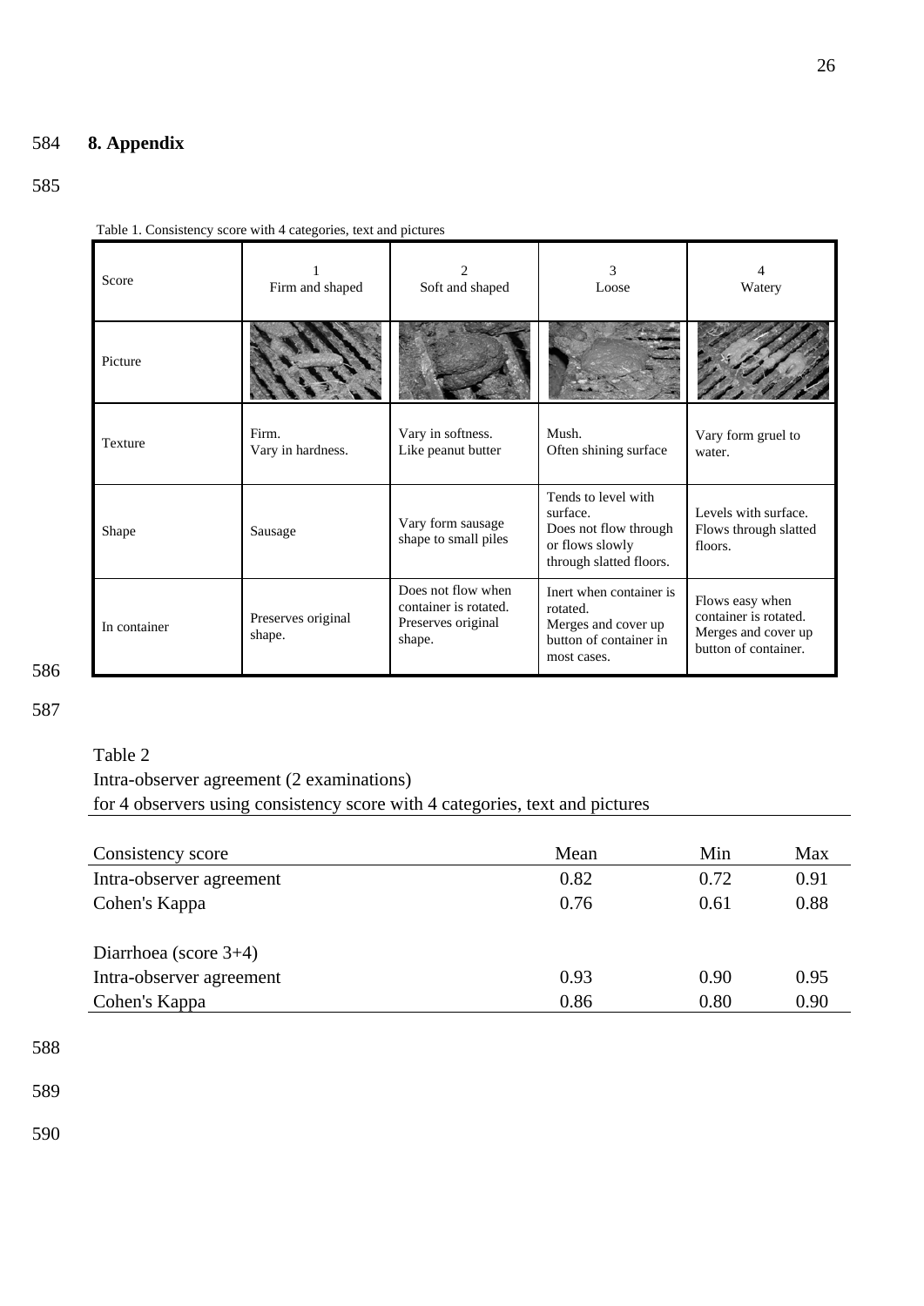# 8. Appendix

Table 1. Consistency score with 4 categories, text and pictures

| Score | 1<br>Firm and shaped | 2<br>Soft and shaped | 3<br>Loose | 4<br>Watery |
|---|---|---|---|---|
| Picture | | | | |
| Texture | Firm.<br>Vary in hardness. | Vary in softness.<br>Like peanut butter | Mush.<br>Often shining surface | Vary form gruel to water. |
| Shape | Sausage | Vary form sausage shape to small piles | Tends to level with surface.<br>Does not flow through or flows slowly through slatted floors. | Levels with surface.<br>Flows through slatted floors. |
| In container | Preserves original shape. | Does not flow when container is rotated.<br>Preserves original shape. | Inert when container is rotated.<br>Merges and cover up button of container in most cases. | Flows easy when container is rotated.<br>Merges and cover up button of container. |

Table 2
Intra-observer agreement (2 examinations)
for 4 observers using consistency score with 4 categories, text and pictures

| Consistency score | Mean | Min | Max |
|---|---|---|---|
| Intra-observer agreement | 0.82 | 0.72 | 0.91 |
| Cohen's Kappa | 0.76 | 0.61 | 0.88 |
| | | | |
| Diarrhoea (score 3+4) | | | |
| Intra-observer agreement | 0.93 | 0.90 | 0.95 |
| Cohen's Kappa | 0.86 | 0.80 | 0.90 |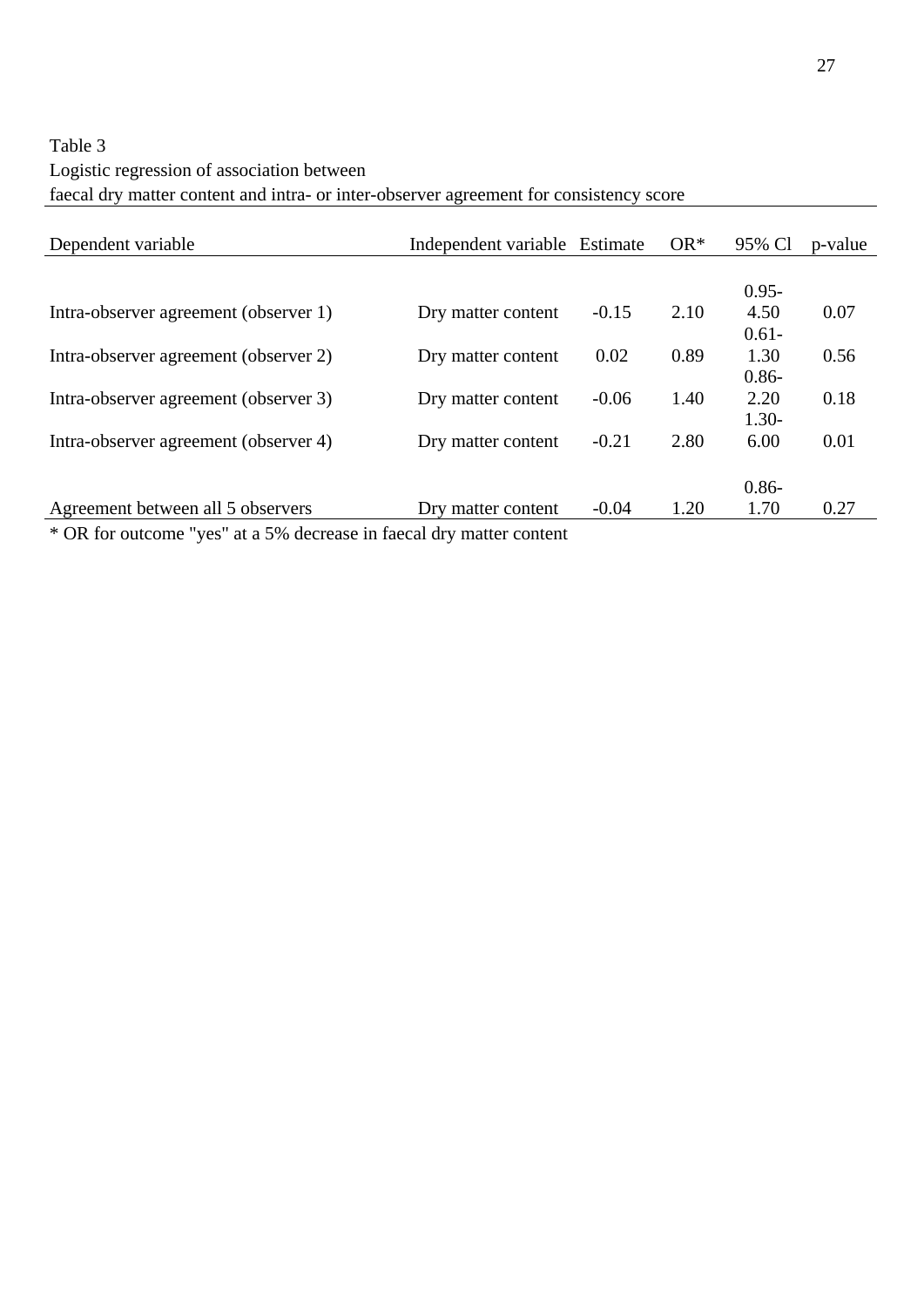Table 3
Logistic regression of association between
faecal dry matter content and intra- or inter-observer agreement for consistency score

| Dependent variable | Independent variable | Estimate | OR* | 95% Cl | p-value |
|---|---|---|---|---|---|
| Intra-observer agreement (observer 1) | Dry matter content | -0.15 | 2.10 | 0.95-4.50 | 0.07 |
| Intra-observer agreement (observer 2) | Dry matter content | 0.02 | 0.89 | 0.61-1.30 | 0.56 |
| Intra-observer agreement (observer 3) | Dry matter content | -0.06 | 1.40 | 0.86-2.20 | 0.18 |
| Intra-observer agreement (observer 4) | Dry matter content | -0.21 | 2.80 | 1.30-6.00 | 0.01 |
| Agreement between all 5 observers | Dry matter content | -0.04 | 1.20 | 0.86-1.70 | 0.27 |

* OR for outcome "yes" at a 5% decrease in faecal dry matter content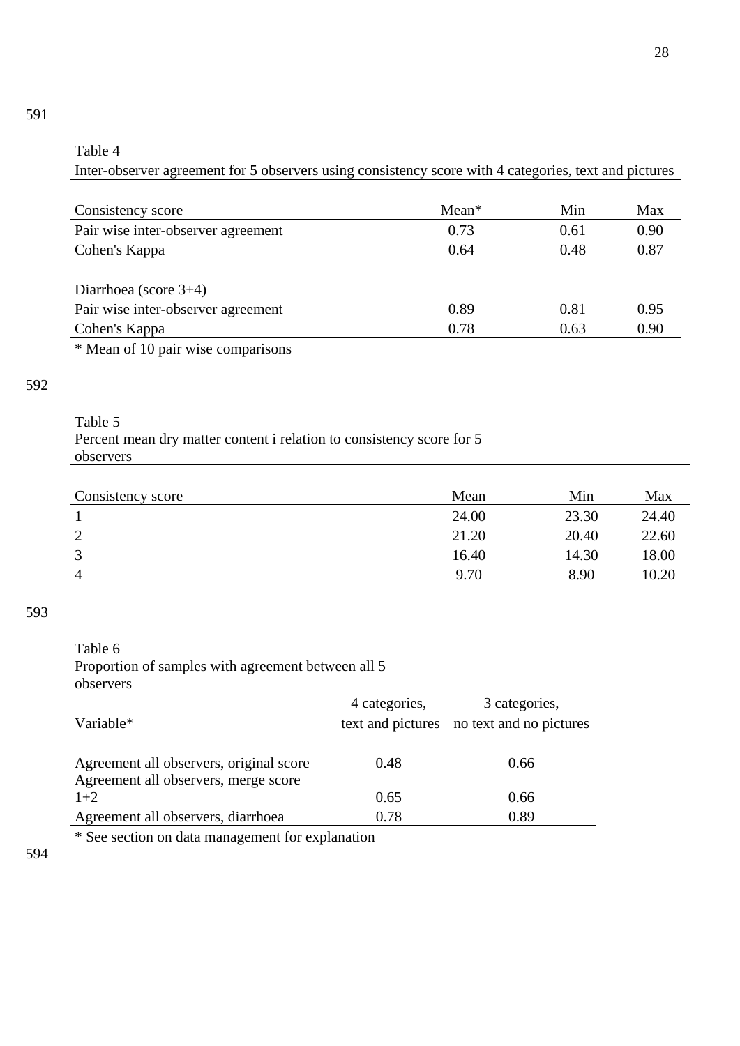Table 4

Inter-observer agreement for 5 observers using consistency score with 4 categories, text and pictures

| Consistency score | Mean* | Min | Max |
|---|---|---|---|
| Pair wise inter-observer agreement | 0.73 | 0.61 | 0.90 |
| Cohen's Kappa | 0.64 | 0.48 | 0.87 |
| | | | |
| Diarrhoea (score 3+4) | | | |
| Pair wise inter-observer agreement | 0.89 | 0.81 | 0.95 |
| Cohen's Kappa | 0.78 | 0.63 | 0.90 |

* Mean of 10 pair wise comparisons

Table 5

Percent mean dry matter content i relation to consistency score for 5 observers

| Consistency score | Mean | Min | Max |
|---|---|---|---|
| 1 | 24.00 | 23.30 | 24.40 |
| 2 | 21.20 | 20.40 | 22.60 |
| 3 | 16.40 | 14.30 | 18.00 |
| 4 | 9.70 | 8.90 | 10.20 |

Table 6

Proportion of samples with agreement between all 5 observers

| Variable* | 4 categories, text and pictures | 3 categories, no text and no pictures |
|---|---|---|
| Agreement all observers, original score | 0.48 | 0.66 |
| Agreement all observers, merge score 1+2 | 0.65 | 0.66 |
| Agreement all observers, diarrhoea | 0.78 | 0.89 |

* See section on data management for explanation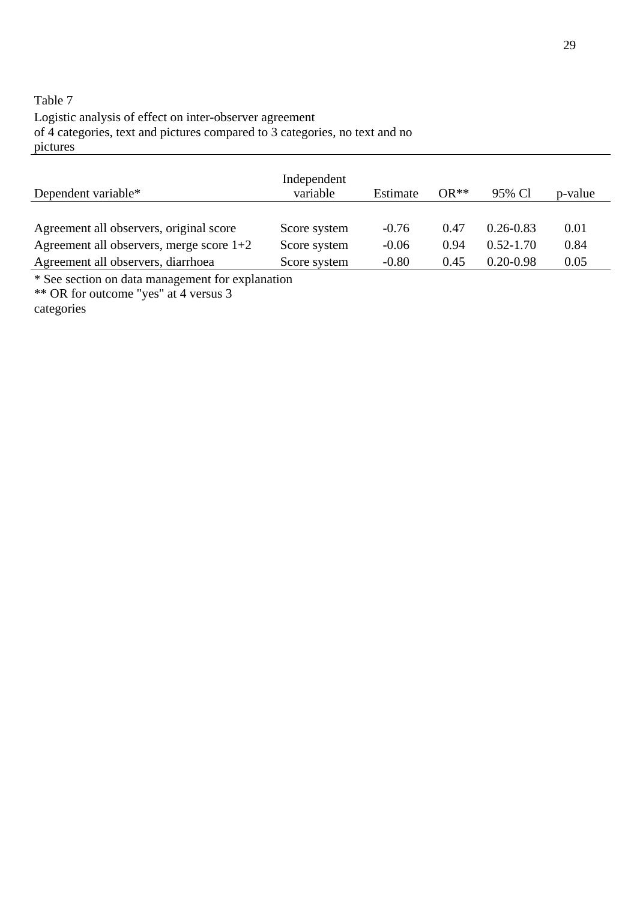Table 7

Logistic analysis of effect on inter-observer agreement of 4 categories, text and pictures compared to 3 categories, no text and no pictures

| Dependent variable* | Independent variable | Estimate | OR** | 95% Cl | p-value |
|---|---|---|---|---|---|
| Agreement all observers, original score | Score system | -0.76 | 0.47 | 0.26-0.83 | 0.01 |
| Agreement all observers, merge score 1+2 | Score system | -0.06 | 0.94 | 0.52-1.70 | 0.84 |
| Agreement all observers, diarrhoea | Score system | -0.80 | 0.45 | 0.20-0.98 | 0.05 |

* See section on data management for explanation

** OR for outcome "yes" at 4 versus 3 categories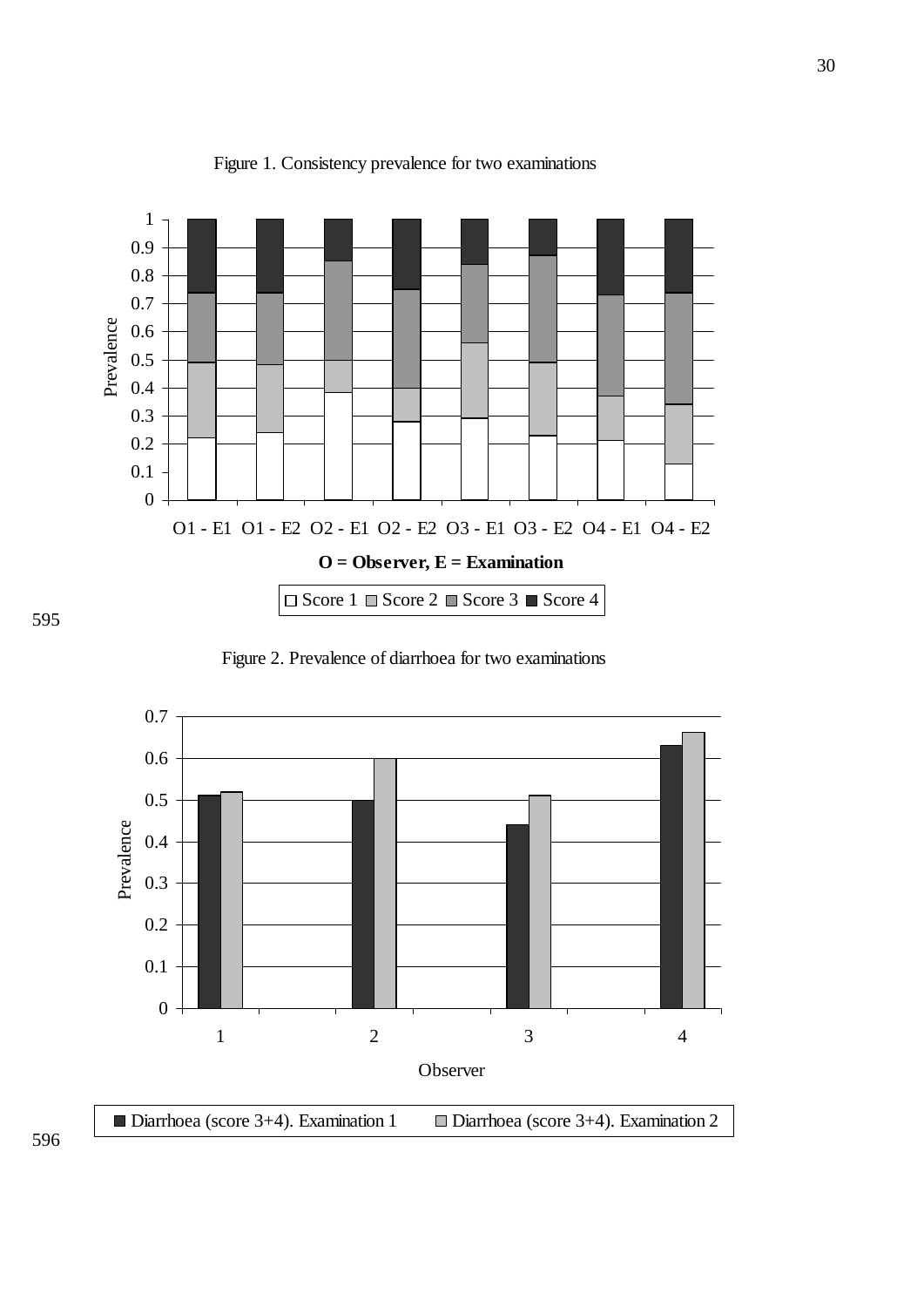Figure 1. Consistency prevalence for two examinations

595

Figure 2. Prevalence of diarrhoea for two examinations

596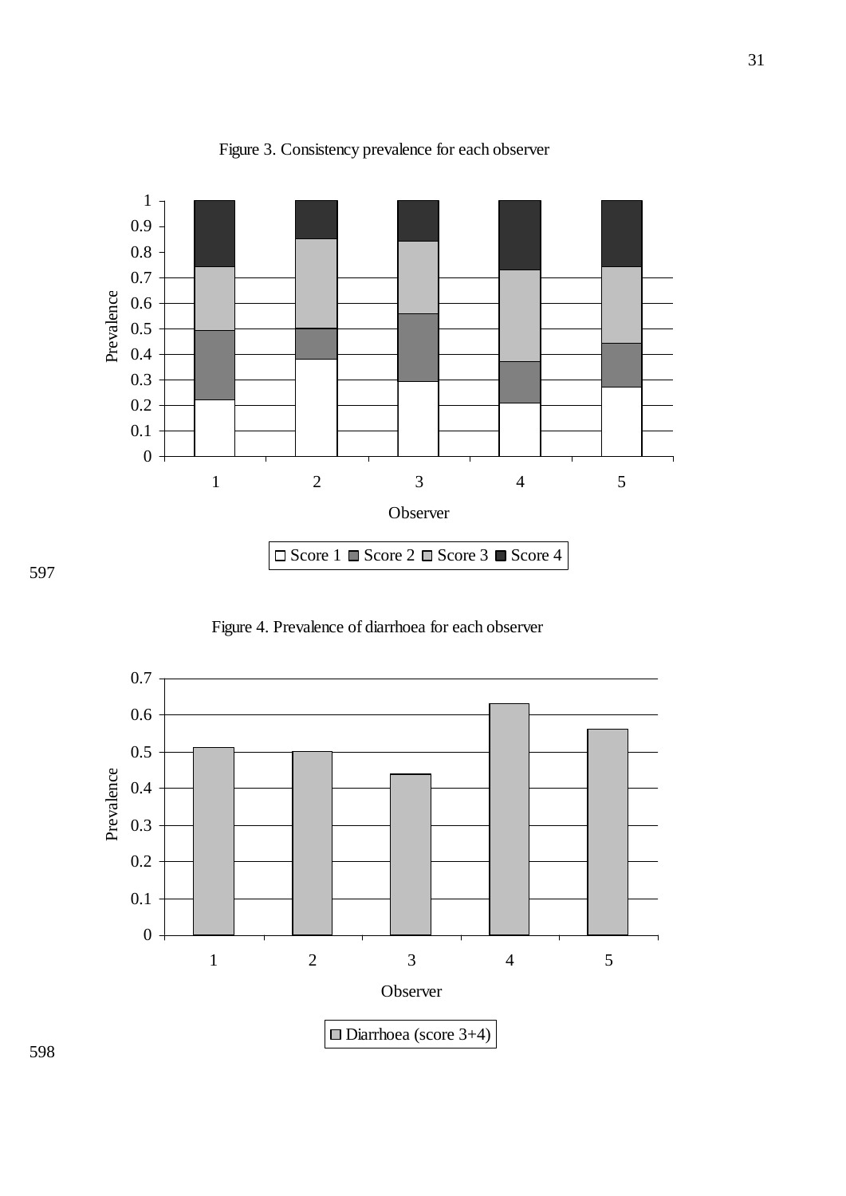Figure 3. Consistency prevalence for each observer

597

Figure 4. Prevalence of diarrhoea for each observer

598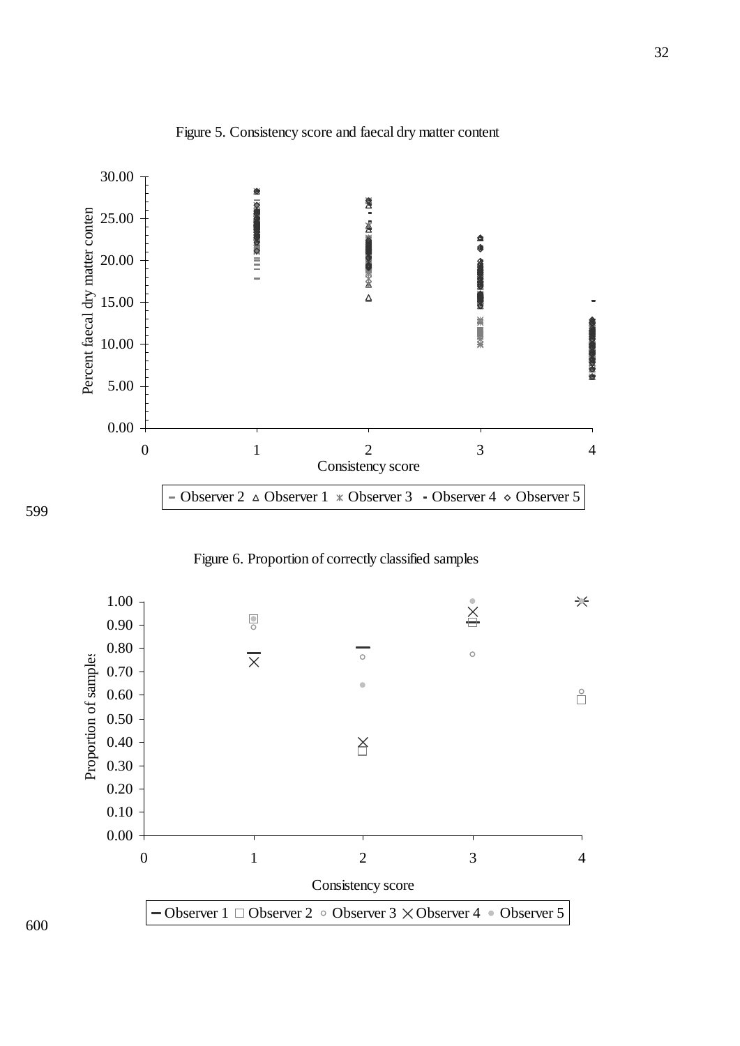Figure 5. Consistency score and faecal dry matter content

30.00
25.00
20.00
15.00
10.00
5.00
0.00
Percent faecal dry matter conten
0
1
2
3
4
Consistency score

Observer 2 Observer 1 Observer 3 Observer 4 Observer 5

599

Figure 6. Proportion of correctly classified samples

1.00
0.90
0.80
0.70
0.60
0.50
0.40
0.30
0.20
0.10
0.00
Proportion of samples
0
1
2
3
4
Consistency score

Observer 1 Observer 2 Observer 3 Observer 4 Observer 5

600